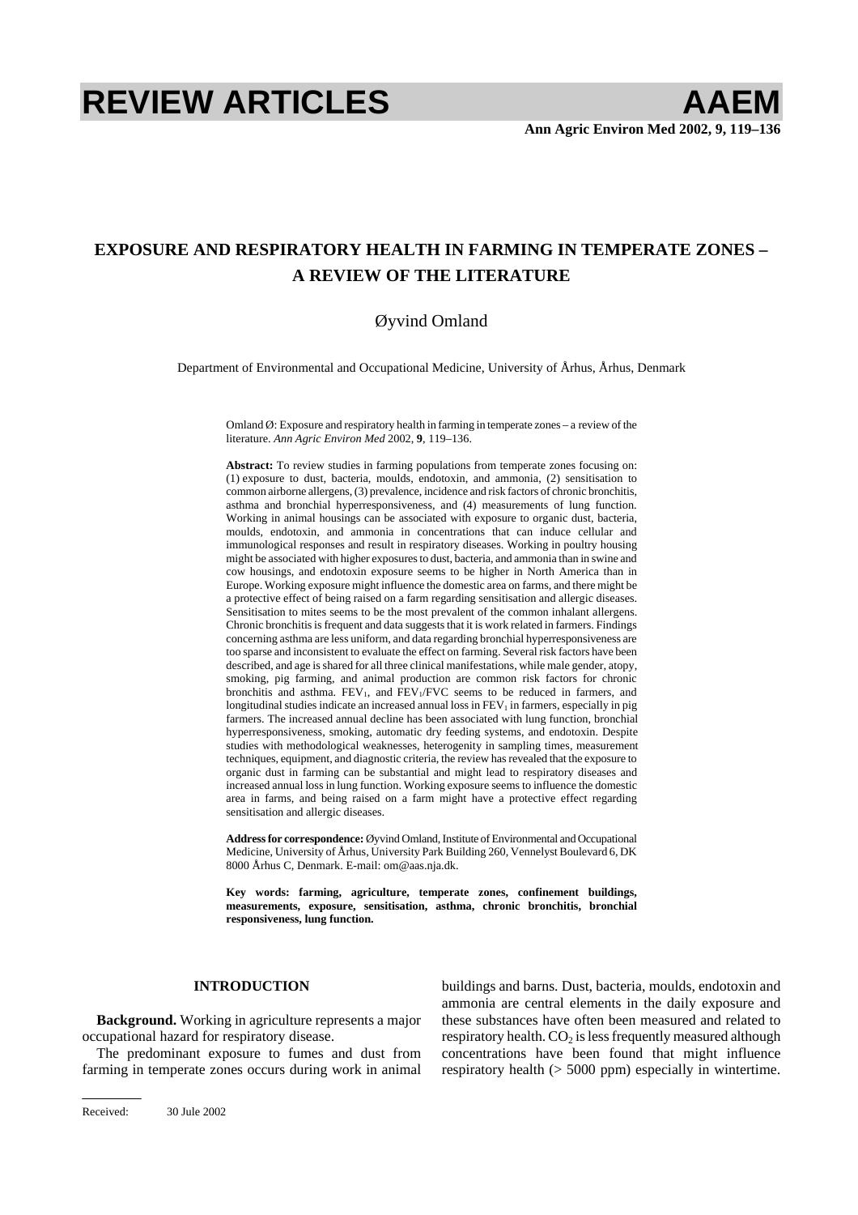# REVIEW ARTICLES

## EXPOSURE AND RESPIRATORY HEALTH IN FARMING IN TEMPERATE ZONES – A REVIEW OF THE LITERATURE

Øyvind Omland

Department of Environmental and Occupational Medicine, University of Århus, Århus, Denmark

Omland Ø: Exposure and respiratory health in farming in temperate zones – a review of the literature. *Ann Agric Environ Med* 2002, **9**, 119–136.

**Abstract:** To review studies in farming populations from temperate zones focusing on: (1) exposure to dust, bacteria, moulds, endotoxin, and ammonia, (2) sensitisation to common airborne allergens, (3) prevalence, incidence and risk factors of chronic bronchitis, asthma and bronchial hyperresponsiveness, and (4) measurements of lung function. Working in animal housings can be associated with exposure to organic dust, bacteria, moulds, endotoxin, and ammonia in concentrations that can induce cellular and immunological responses and result in respiratory diseases. Working in poultry housing might be associated with higher exposures to dust, bacteria, and ammonia than in swine and cow housings, and endotoxin exposure seems to be higher in North America than in Europe. Working exposure might influence the domestic area on farms, and there might be a protective effect of being raised on a farm regarding sensitisation and allergic diseases. Sensitisation to mites seems to be the most prevalent of the common inhalant allergens. Chronic bronchitis is frequent and data suggests that it is work related in farmers. Findings concerning asthma are less uniform, and data regarding bronchial hyperresponsiveness are too sparse and inconsistent to evaluate the effect on farming. Several risk factors have been described, and age is shared for all three clinical manifestations, while male gender, atopy, smoking, pig farming, and animal production are common risk factors for chronic bronchitis and asthma. $FEV_1$, and $FEV_1/FVC$ seems to be reduced in farmers, and longitudinal studies indicate an increased annual loss in $FEV_1$ in farmers, especially in pig farmers. The increased annual decline has been associated with lung function, bronchial hyperresponsiveness, smoking, automatic dry feeding systems, and endotoxin. Despite studies with methodological weaknesses, heterogenity in sampling times, measurement techniques, equipment, and diagnostic criteria, the review has revealed that the exposure to organic dust in farming can be substantial and might lead to respiratory diseases and increased annual loss in lung function. Working exposure seems to influence the domestic area in farms, and being raised on a farm might have a protective effect regarding sensitisation and allergic diseases.

**Address for correspondence:** Øyvind Omland, Institute of Environmental and Occupational Medicine, University of Århus, University Park Building 260, Vennelyst Boulevard 6, DK 8000 Århus C, Denmark. E-mail: om@aas.nja.dk.

**Key words: farming, agriculture, temperate zones, confinement buildings, measurements, exposure, sensitisation, asthma, chronic bronchitis, bronchial responsiveness, lung function.**

## INTRODUCTION

**Background.** Working in agriculture represents a major occupational hazard for respiratory disease.

The predominant exposure to fumes and dust from farming in temperate zones occurs during work in animal buildings and barns. Dust, bacteria, moulds, endotoxin and ammonia are central elements in the daily exposure and these substances have often been measured and related to respiratory health. $CO_2$ is less frequently measured although concentrations have been found that might influence respiratory health (> 5000 ppm) especially in wintertime.

Received: 30 Jule 2002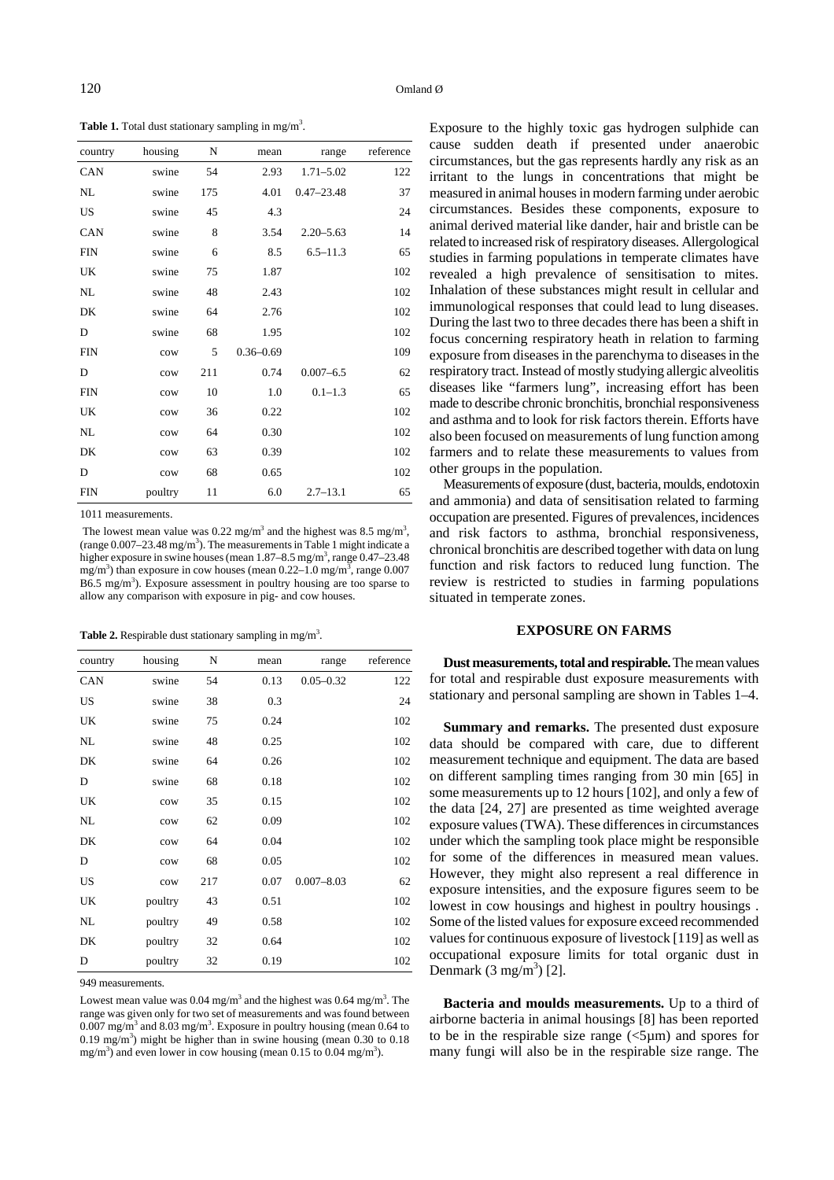**Table 1.** Total dust stationary sampling in mg/m$^3$.

| country | housing | N | mean | range | reference |
|---|---|---|---|---|---|
| CAN | swine | 54 | 2.93 | 1.71–5.02 | 122 |
| NL | swine | 175 | 4.01 | 0.47–23.48 | 37 |
| US | swine | 45 | 4.3 | | 24 |
| CAN | swine | 8 | 3.54 | 2.20–5.63 | 14 |
| FIN | swine | 6 | 8.5 | 6.5–11.3 | 65 |
| UK | swine | 75 | 1.87 | | 102 |
| NL | swine | 48 | 2.43 | | 102 |
| DK | swine | 64 | 2.76 | | 102 |
| D | swine | 68 | 1.95 | | 102 |
| FIN | cow | 5 | 0.36–0.69 | | 109 |
| D | cow | 211 | 0.74 | 0.007–6.5 | 62 |
| FIN | cow | 10 | 1.0 | 0.1–1.3 | 65 |
| UK | cow | 36 | 0.22 | | 102 |
| NL | cow | 64 | 0.30 | | 102 |
| DK | cow | 63 | 0.39 | | 102 |
| D | cow | 68 | 0.65 | | 102 |
| FIN | poultry | 11 | 6.0 | 2.7–13.1 | 65 |

1011 measurements.

The lowest mean value was 0.22 mg/m$^3$ and the highest was 8.5 mg/m$^3$, (range 0.007–23.48 mg/m$^3$). The measurements in Table 1 might indicate a higher exposure in swine houses (mean 1.87–8.5 mg/m$^3$, range 0.47–23.48 mg/m$^3$) than exposure in cow houses (mean 0.22–1.0 mg/m$^3$, range 0.007 B6.5 mg/m$^3$). Exposure assessment in poultry housing are too sparse to allow any comparison with exposure in pig- and cow houses.

**Table 2.** Respirable dust stationary sampling in mg/m$^3$.

| country | housing | N | mean | range | reference |
|---|---|---|---|---|---|
| CAN | swine | 54 | 0.13 | 0.05–0.32 | 122 |
| US | swine | 38 | 0.3 | | 24 |
| UK | swine | 75 | 0.24 | | 102 |
| NL | swine | 48 | 0.25 | | 102 |
| DK | swine | 64 | 0.26 | | 102 |
| D | swine | 68 | 0.18 | | 102 |
| UK | cow | 35 | 0.15 | | 102 |
| NL | cow | 62 | 0.09 | | 102 |
| DK | cow | 64 | 0.04 | | 102 |
| D | cow | 68 | 0.05 | | 102 |
| US | cow | 217 | 0.07 | 0.007–8.03 | 62 |
| UK | poultry | 43 | 0.51 | | 102 |
| NL | poultry | 49 | 0.58 | | 102 |
| DK | poultry | 32 | 0.64 | | 102 |
| D | poultry | 32 | 0.19 | | 102 |

949 measurements.

Lowest mean value was 0.04 mg/m$^3$ and the highest was 0.64 mg/m$^3$. The range was given only for two set of measurements and was found between 0.007 mg/m$^3$ and 8.03 mg/m$^3$. Exposure in poultry housing (mean 0.64 to 0.19 mg/m$^3$) might be higher than in swine housing (mean 0.30 to 0.18 mg/m$^3$) and even lower in cow housing (mean 0.15 to 0.04 mg/m$^3$).

Exposure to the highly toxic gas hydrogen sulphide can cause sudden death if presented under anaerobic circumstances, but the gas represents hardly any risk as an irritant to the lungs in concentrations that might be measured in animal houses in modern farming under aerobic circumstances. Besides these components, exposure to animal derived material like dander, hair and bristle can be related to increased risk of respiratory diseases. Allergological studies in farming populations in temperate climates have revealed a high prevalence of sensitisation to mites. Inhalation of these substances might result in cellular and immunological responses that could lead to lung diseases. During the last two to three decades there has been a shift in focus concerning respiratory heath in relation to farming exposure from diseases in the parenchyma to diseases in the respiratory tract. Instead of mostly studying allergic alveolitis diseases like "farmers lung", increasing effort has been made to describe chronic bronchitis, bronchial responsiveness and asthma and to look for risk factors therein. Efforts have also been focused on measurements of lung function among farmers and to relate these measurements to values from other groups in the population.

Measurements of exposure (dust, bacteria, moulds, endotoxin and ammonia) and data of sensitisation related to farming occupation are presented. Figures of prevalences, incidences and risk factors to asthma, bronchial responsiveness, chronical bronchitis are described together with data on lung function and risk factors to reduced lung function. The review is restricted to studies in farming populations situated in temperate zones.

## EXPOSURE ON FARMS

**Dust measurements, total and respirable.** The mean values for total and respirable dust exposure measurements with stationary and personal sampling are shown in Tables 1–4.

**Summary and remarks.** The presented dust exposure data should be compared with care, due to different measurement technique and equipment. The data are based on different sampling times ranging from 30 min [65] in some measurements up to 12 hours [102], and only a few of the data [24, 27] are presented as time weighted average exposure values (TWA). These differences in circumstances under which the sampling took place might be responsible for some of the differences in measured mean values. However, they might also represent a real difference in exposure intensities, and the exposure figures seem to be lowest in cow housings and highest in poultry housings . Some of the listed values for exposure exceed recommended values for continuous exposure of livestock [119] as well as occupational exposure limits for total organic dust in Denmark (3 mg/m$^3$) [2].

**Bacteria and moulds measurements.** Up to a third of airborne bacteria in animal housings [8] has been reported to be in the respirable size range (<5µm) and spores for many fungi will also be in the respirable size range. The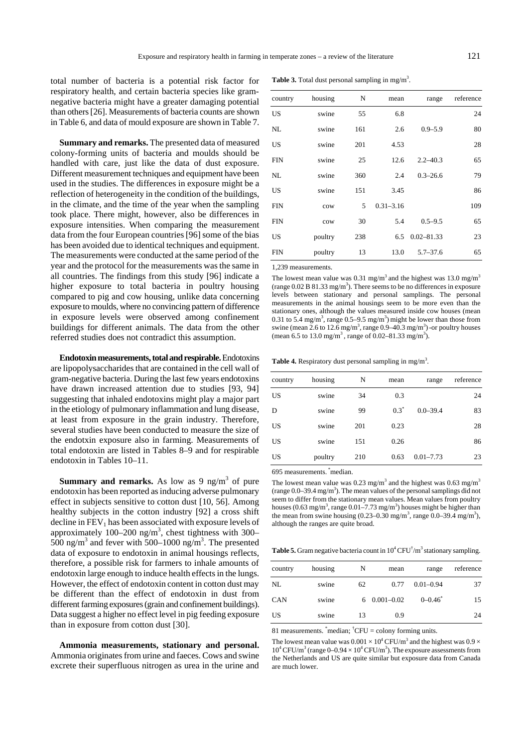total number of bacteria is a potential risk factor for respiratory health, and certain bacteria species like gram-negative bacteria might have a greater damaging potential than others [26]. Measurements of bacteria counts are shown in Table 6, and data of mould exposure are shown in Table 7.

**Summary and remarks.** The presented data of measured colony-forming units of bacteria and moulds should be handled with care, just like the data of dust exposure. Different measurement techniques and equipment have been used in the studies. The differences in exposure might be a reflection of heterogeneity in the condition of the buildings, in the climate, and the time of the year when the sampling took place. There might, however, also be differences in exposure intensities. When comparing the measurement data from the four European countries [96] some of the bias has been avoided due to identical techniques and equipment. The measurements were conducted at the same period of the year and the protocol for the measurements was the same in all countries. The findings from this study [96] indicate a higher exposure to total bacteria in poultry housing compared to pig and cow housing, unlike data concerning exposure to moulds, where no convincing pattern of difference in exposure levels were observed among confinement buildings for different animals. The data from the other referred studies does not contradict this assumption.

**Endotoxin measurements, total and respirable.** Endotoxins are lipopolysaccharides that are contained in the cell wall of gram-negative bacteria. During the last few years endotoxins have drawn increased attention due to studies [93, 94] suggesting that inhaled endotoxins might play a major part in the etiology of pulmonary inflammation and lung disease, at least from exposure in the grain industry. Therefore, several studies have been conducted to measure the size of the endotxin exposure also in farming. Measurements of total endotoxin are listed in Tables 8–9 and for respirable endotoxin in Tables 10–11.

**Summary and remarks.** As low as 9 ng/m$^3$ of pure endotoxin has been reported as inducing adverse pulmonary effect in subjects sensitive to cotton dust [10, 56]. Among healthy subjects in the cotton industry [92] a cross shift decline in $FEV_1$ has been associated with exposure levels of approximately 100–200 ng/m$^3$, chest tightness with 300–500 ng/m$^3$ and fever with 500–1000 ng/m$^3$. The presented data of exposure to endotoxin in animal housings reflects, therefore, a possible risk for farmers to inhale amounts of endotoxin large enough to induce health effects in the lungs. However, the effect of endotoxin content in cotton dust may be different than the effect of endotoxin in dust from different farming exposures (grain and confinement buildings). Data suggest a higher no effect level in pig feeding exposure than in exposure from cotton dust [30].

**Ammonia measurements, stationary and personal.** Ammonia originates from urine and faeces. Cows and swine excrete their superfluous nitrogen as urea in the urine and

**Table 3.** Total dust personal sampling in mg/m$^3$.

| country | housing | N | mean | range | reference |
|---|---|---|---|---|---|
| US | swine | 55 | 6.8 | | 24 |
| NL | swine | 161 | 2.6 | 0.9–5.9 | 80 |
| US | swine | 201 | 4.53 | | 28 |
| FIN | swine | 25 | 12.6 | 2.2–40.3 | 65 |
| NL | swine | 360 | 2.4 | 0.3–26.6 | 79 |
| US | swine | 151 | 3.45 | | 86 |
| FIN | cow | 5 | 0.31–3.16 | | 109 |
| FIN | cow | 30 | 5.4 | 0.5–9.5 | 65 |
| US | poultry | 238 | 6.5 | 0.02–81.33 | 23 |
| FIN | poultry | 13 | 13.0 | 5.7–37.6 | 65 |

1,239 measurements.

The lowest mean value was 0.31 mg/m$^3$ and the highest was 13.0 mg/m$^3$ (range 0.02 B 81.33 mg/m$^3$). There seems to be no differences in exposure levels between stationary and personal samplings. The personal measurements in the animal housings seem to be more even than the stationary ones, although the values measured inside cow houses (mean 0.31 to 5.4 mg/m$^3$, range 0.5–9.5 mg/m$^3$) might be lower than those from swine (mean 2.6 to 12.6 mg/m$^3$, range 0.9–40.3 mg/m$^3$) -or poultry houses (mean 6.5 to 13.0 mg/m$^3$, range of 0.02–81.33 mg/m$^3$).

**Table 4.** Respiratory dust personal sampling in mg/m$^3$.

| country | housing | N | mean | range | reference |
|---|---|---|---|---|---|
| US | swine | 34 | 0.3 | | 24 |
| D | swine | 99 | 0.3* | 0.0–39.4 | 83 |
| US | swine | 201 | 0.23 | | 28 |
| US | swine | 151 | 0.26 | | 86 |
| US | poultry | 210 | 0.63 | 0.01–7.73 | 23 |

695 measurements. *median.

The lowest mean value was 0.23 mg/m$^3$ and the highest was 0.63 mg/m$^3$ (range 0.0–39.4 mg/m$^3$). The mean values of the personal samplings did not seem to differ from the stationary mean values. Mean values from poultry houses (0.63 mg/m$^3$, range 0.01–7.73 mg/m$^3$) houses might be higher than the mean from swine housing (0.23–0.30 mg/m$^3$, range 0.0–39.4 mg/m$^3$), although the ranges are quite broad.

**Table 5.** Gram negative bacteria count in $10^4$ CFU†/m$^3$ stationary sampling.

| country | housing | N | mean | range | reference |
|---|---|---|---|---|---|
| NL | swine | 62 | 0.77 | 0.01–0.94 | 37 |
| CAN | swine | 6 | 0.001–0.02 | 0–0.46* | 15 |
| US | swine | 13 | 0.9 | | 24 |

81 measurements. *median; †CFU = colony forming units.

The lowest mean value was 0.001 × $10^4$ CFU/m$^3$ and the highest was 0.9 × $10^4$ CFU/m$^3$ (range 0–0.94 × $10^4$ CFU/m$^3$). The exposure assessments from the Netherlands and US are quite similar but exposure data from Canada are much lower.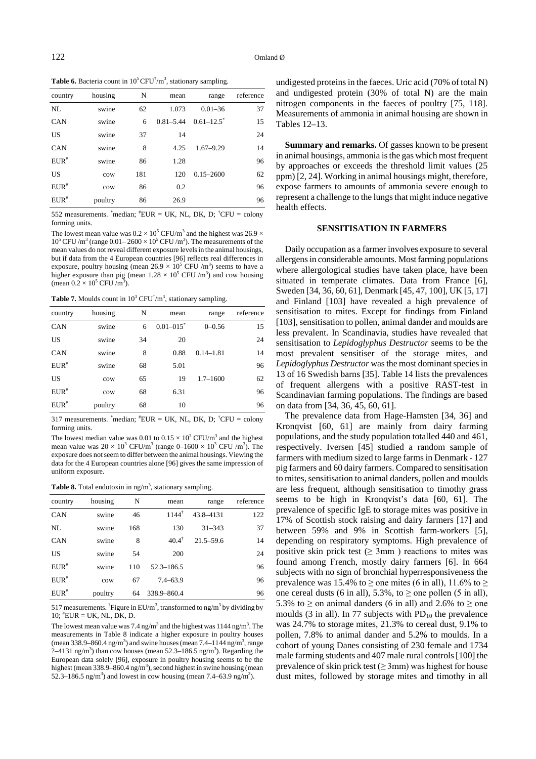**Table 6.** Bacteria count in $10^5$ CFU†/m³, stationary sampling.

| country | housing | N | mean | range | reference |
|---|---|---|---|---|---|
| NL | swine | 62 | 1.073 | 0.01–36 | 37 |
| CAN | swine | 6 | 0.81–5.44 | 0.61–12.5* | 15 |
| US | swine | 37 | 14 | | 24 |
| CAN | swine | 8 | 4.25 | 1.67–9.29 | 14 |
| EUR# | swine | 86 | 1.28 | | 96 |
| US | cow | 181 | 120 | 0.15–2600 | 62 |
| EUR# | cow | 86 | 0.2 | | 96 |
| EUR# | poultry | 86 | 26.9 | | 96 |

552 measurements. *median; #EUR = UK, NL, DK, D; †CFU = colony forming units.

The lowest mean value was $0.2 \times 10^5$ CFU/m³ and the highest was $26.9 \times 10^5$ CFU /m³ (range $0.01– 2600 \times 10^5$ CFU /m³). The measurements of the mean values do not reveal different exposure levels in the animal housings, but if data from the 4 European countries [96] reflects real differences in exposure, poultry housing (mean $26.9 \times 10^5$ CFU /m³) seems to have a higher exposure than pig (mean $1.28 \times 10^5$ CFU /m³) and cow housing (mean $0.2 \times 10^5$ CFU /m³).

**Table 7.** Moulds count in $10^3$ CFU†/m³, stationary sampling.

| country | housing | N | mean | range | reference |
|---|---|---|---|---|---|
| CAN | swine | 6 | 0.01–015* | 0–0.56 | 15 |
| US | swine | 34 | 20 | | 24 |
| CAN | swine | 8 | 0.88 | 0.14–1.81 | 14 |
| EUR# | swine | 68 | 5.01 | | 96 |
| US | cow | 65 | 19 | 1.7–1600 | 62 |
| EUR# | cow | 68 | 6.31 | | 96 |
| EUR# | poultry | 68 | 10 | | 96 |

317 measurements. *median; #EUR = UK, NL, DK, D; †CFU = colony forming units.

The lowest median value was 0.01 to $0.15 \times 10^3$ CFU/m³ and the highest mean value was $20 \times 10^3$ CFU/m³ (range $0–1600 \times 10^3$ CFU /m³). The exposure does not seem to differ between the animal housings. Viewing the data for the 4 European countries alone [96] gives the same impression of uniform exposure.

**Table 8.** Total endotoxin in ng/m³, stationary sampling.

| country | housing | N | mean | range | reference |
|---|---|---|---|---|---|
| CAN | swine | 46 | 1144† | 43.8–4131 | 122 |
| NL | swine | 168 | 130 | 31–343 | 37 |
| CAN | swine | 8 | 40.4† | 21.5–59.6 | 14 |
| US | swine | 54 | 200 | | 24 |
| EUR# | swine | 110 | 52.3–186.5 | | 96 |
| EUR# | cow | 67 | 7.4–63.9 | | 96 |
| EUR# | poultry | 64 | 338.9–860.4 | | 96 |

517 measurements. †Figure in EU/m³, transformed to ng/m³ by dividing by 10; #EUR = UK, NL, DK, D.

The lowest mean value was 7.4 ng/m³ and the highest was 1144 ng/m³. The measurements in Table 8 indicate a higher exposure in poultry houses (mean 338.9–860.4 ng/m³) and swine houses (mean 7.4–1144 ng/m³, range ?–4131 ng/m³) than cow houses (mean 52.3–186.5 ng/m³). Regarding the European data solely [96], exposure in poultry housing seems to be the highest (mean 338.9–860.4 ng/m³), second highest in swine housing (mean 52.3–186.5 ng/m³) and lowest in cow housing (mean 7.4–63.9 ng/m³).

undigested proteins in the faeces. Uric acid (70% of total N) and undigested protein (30% of total N) are the main nitrogen components in the faeces of poultry [75, 118]. Measurements of ammonia in animal housing are shown in Tables 12–13.

**Summary and remarks.** Of gasses known to be present in animal housings, ammonia is the gas which most frequent by approaches or exceeds the threshold limit values (25 ppm) [2, 24]. Working in animal housings might, therefore, expose farmers to amounts of ammonia severe enough to represent a challenge to the lungs that might induce negative health effects.

## SENSITISATION IN FARMERS

Daily occupation as a farmer involves exposure to several allergens in considerable amounts. Most farming populations where allergological studies have taken place, have been situated in temperate climates. Data from France [6], Sweden [34, 36, 60, 61], Denmark [45, 47, 100], UK [5, 17] and Finland [103] have revealed a high prevalence of sensitisation to mites. Except for findings from Finland [103], sensitisation to pollen, animal dander and moulds are less prevalent. In Scandinavia, studies have revealed that sensitisation to *Lepidoglyphus Destructor* seems to be the most prevalent sensitiser of the storage mites, and *Lepidoglyphus Destructor* was the most dominant species in 13 of 16 Swedish barns [35]. Table 14 lists the prevalences of frequent allergens with a positive RAST-test in Scandinavian farming populations. The findings are based on data from [34, 36, 45, 60, 61].

The prevalence data from Hage-Hamsten [34, 36] and Kronqvist [60, 61] are mainly from dairy farming populations, and the study population totalled 440 and 461, respectively. Iversen [45] studied a random sample of farmers with medium sized to large farms in Denmark - 127 pig farmers and 60 dairy farmers. Compared to sensitisation to mites, sensitisation to animal danders, pollen and moulds are less frequent, although sensitisation to timothy grass seems to be high in Kronqvist's data [60, 61]. The prevalence of specific IgE to storage mites was positive in 17% of Scottish stock raising and dairy farmers [17] and between 59% and 9% in Scottish farm-workers [5], depending on respiratory symptoms. High prevalence of positive skin prick test (≥ 3mm ) reactions to mites was found among French, mostly dairy farmers [6]. In 664 subjects with no sign of bronchial hyperresponsiveness the prevalence was 15.4% to ≥ one mites (6 in all), 11.6% to ≥ one cereal dusts (6 in all), 5.3%, to ≥ one pollen (5 in all), 5.3% to ≥ on animal danders (6 in all) and 2.6% to ≥ one moulds (3 in all). In 77 subjects with $PD_{10}$ the prevalence was 24.7% to storage mites, 21.3% to cereal dust, 9.1% to pollen, 7.8% to animal dander and 5.2% to moulds. In a cohort of young Danes consisting of 230 female and 1734 male farming students and 407 male rural controls [100] the prevalence of skin prick test (≥ 3mm) was highest for house dust mites, followed by storage mites and timothy in all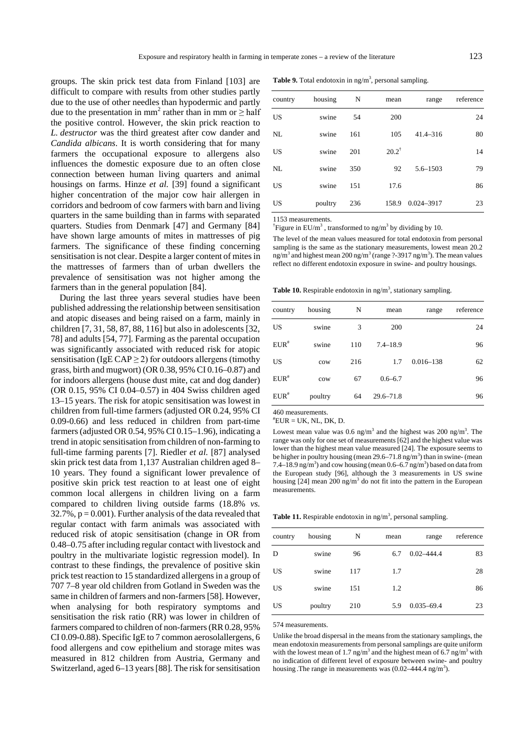groups. The skin prick test data from Finland [103] are difficult to compare with results from other studies partly due to the use of other needles than hypodermic and partly due to the presentation in mm$^2$ rather than in mm or ≥ half the positive control. However, the skin prick reaction to *L. destructor* was the third greatest after cow dander and *Candida albicans*. It is worth considering that for many farmers the occupational exposure to allergens also influences the domestic exposure due to an often close connection between human living quarters and animal housings on farms. Hinze *et al.* [39] found a significant higher concentration of the major cow hair allergen in corridors and bedroom of cow farmers with barn and living quarters in the same building than in farms with separated quarters. Studies from Denmark [47] and Germany [84] have shown large amounts of mites in mattresses of pig farmers. The significance of these finding concerning sensitisation is not clear. Despite a larger content of mites in the mattresses of farmers than of urban dwellers the prevalence of sensitisation was not higher among the farmers than in the general population [84].

During the last three years several studies have been published addressing the relationship between sensitisation and atopic diseases and being raised on a farm, mainly in children [7, 31, 58, 87, 88, 116] but also in adolescents [32, 78] and adults [54, 77]. Farming as the parental occupation was significantly associated with reduced risk for atopic sensitisation (IgE CAP ≥ 2) for outdoors allergens (timothy grass, birth and mugwort) (OR 0.38, 95% CI 0.16–0.87) and for indoors allergens (house dust mite, cat and dog dander) (OR 0.15, 95% CI 0.04–0.57) in 404 Swiss children aged 13–15 years. The risk for atopic sensitisation was lowest in children from full-time farmers (adjusted OR 0.24, 95% CI 0.09-0.66) and less reduced in children from part-time farmers (adjusted OR 0.54, 95% CI 0.15–1.96), indicating a trend in atopic sensitisation from children of non-farming to full-time farming parents [7]. Riedler *et al.* [87] analysed skin prick test data from 1,137 Australian children aged 8–10 years. They found a significant lower prevalence of positive skin prick test reaction to at least one of eight common local allergens in children living on a farm compared to children living outside farms (18.8% *vs.* 32.7%, p = 0.001). Further analysis of the data revealed that regular contact with farm animals was associated with reduced risk of atopic sensitisation (change in OR from 0.48–0.75 after including regular contact with livestock and poultry in the multivariate logistic regression model). In contrast to these findings, the prevalence of positive skin prick test reaction to 15 standardized allergens in a group of 707 7–8 year old children from Gotland in Sweden was the same in children of farmers and non-farmers [58]. However, when analysing for both respiratory symptoms and sensitisation the risk ratio (RR) was lower in children of farmers compared to children of non-farmers (RR 0.28, 95% CI 0.09-0.88). Specific IgE to 7 common aerosolallergens, 6 food allergens and cow epithelium and storage mites was measured in 812 children from Austria, Germany and Switzerland, aged 6–13 years [88]. The risk for sensitisation

**Table 9.** Total endotoxin in ng/m$^3$, personal sampling.

| country | housing | N | mean | range | reference |
|---|---|---|---|---|---|
| US | swine | 54 | 200 | | 24 |
| NL | swine | 161 | 105 | 41.4–316 | 80 |
| US | swine | 201 | 20.2[†] | | 14 |
| NL | swine | 350 | 92 | 5.6–1503 | 79 |
| US | swine | 151 | 17.6 | | 86 |
| US | poultry | 236 | 158.9 | 0.024–3917 | 23 |

1153 measurements.

[†]Figure in EU/m$^3$ , transformed to ng/m$^3$ by dividing by 10.

The level of the mean values measured for total endotoxin from personal sampling is the same as the stationary measurements, lowest mean 20.2 ng/m$^3$ and highest mean 200 ng/m$^3$ (range ?-3917 ng/m$^3$). The mean values reflect no different endotoxin exposure in swine- and poultry housings.

**Table 10.** Respirable endotoxin in ng/m$^3$, stationary sampling.

| country | housing | N | mean | range | reference |
|---|---|---|---|---|---|
| US | swine | 3 | 200 | | 24 |
| EUR[#] | swine | 110 | 7.4–18.9 | | 96 |
| US | cow | 216 | 1.7 | 0.016–138 | 62 |
| EUR[#] | cow | 67 | 0.6–6.7 | | 96 |
| EUR[#] | poultry | 64 | 29.6–71.8 | | 96 |

460 measurements.

[#]EUR = UK, NL, DK, D.

Lowest mean value was 0.6 ng/m$^3$ and the highest was 200 ng/m$^3$. The range was only for one set of measurements [62] and the highest value was lower than the highest mean value measured [24]. The exposure seems to be higher in poultry housing (mean 29.6–71.8 ng/m$^3$) than in swine- (mean 7.4–18.9 ng/m$^3$) and cow housing (mean 0.6–6.7 ng/m$^3$) based on data from the European study [96], although the 3 measurements in US swine housing [24] mean 200 ng/m$^3$ do not fit into the pattern in the European measurements.

**Table 11.** Respirable endotoxin in ng/m$^3$, personal sampling.

| country | housing | N | mean | range | reference |
|---|---|---|---|---|---|
| D | swine | 96 | 6.7 | 0.02–444.4 | 83 |
| US | swine | 117 | 1.7 | | 28 |
| US | swine | 151 | 1.2 | | 86 |
| US | poultry | 210 | 5.9 | 0.035–69.4 | 23 |

574 measurements.

Unlike the broad dispersal in the means from the stationary samplings, the mean endotoxin measurements from personal samplings are quite uniform with the lowest mean of 1.7 ng/m$^3$ and the highest mean of 6.7 ng/m$^3$ with no indication of different level of exposure between swine- and poultry housing .The range in measurements was (0.02–444.4 ng/m$^3$).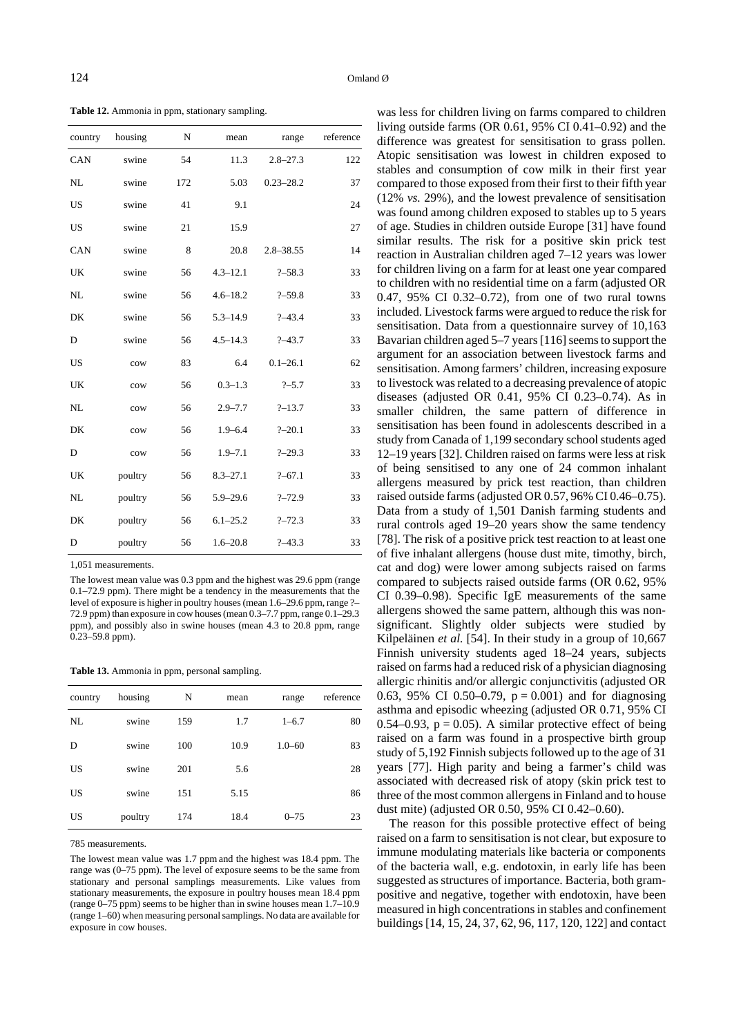**Table 12.** Ammonia in ppm, stationary sampling.

| country | housing | N | mean | range | reference |
|---|---|---|---|---|---|
| CAN | swine | 54 | 11.3 | 2.8–27.3 | 122 |
| NL | swine | 172 | 5.03 | 0.23–28.2 | 37 |
| US | swine | 41 | 9.1 | | 24 |
| US | swine | 21 | 15.9 | | 27 |
| CAN | swine | 8 | 20.8 | 2.8–38.55 | 14 |
| UK | swine | 56 | 4.3–12.1 | ?–58.3 | 33 |
| NL | swine | 56 | 4.6–18.2 | ?–59.8 | 33 |
| DK | swine | 56 | 5.3–14.9 | ?–43.4 | 33 |
| D | swine | 56 | 4.5–14.3 | ?–43.7 | 33 |
| US | cow | 83 | 6.4 | 0.1–26.1 | 62 |
| UK | cow | 56 | 0.3–1.3 | ?–5.7 | 33 |
| NL | cow | 56 | 2.9–7.7 | ?–13.7 | 33 |
| DK | cow | 56 | 1.9–6.4 | ?–20.1 | 33 |
| D | cow | 56 | 1.9–7.1 | ?–29.3 | 33 |
| UK | poultry | 56 | 8.3–27.1 | ?–67.1 | 33 |
| NL | poultry | 56 | 5.9–29.6 | ?–72.9 | 33 |
| DK | poultry | 56 | 6.1–25.2 | ?–72.3 | 33 |
| D | poultry | 56 | 1.6–20.8 | ?–43.3 | 33 |

1,051 measurements.

The lowest mean value was 0.3 ppm and the highest was 29.6 ppm (range 0.1–72.9 ppm). There might be a tendency in the measurements that the level of exposure is higher in poultry houses (mean 1.6–29.6 ppm, range ?–72.9 ppm) than exposure in cow houses (mean 0.3–7.7 ppm, range 0.1–29.3 ppm), and possibly also in swine houses (mean 4.3 to 20.8 ppm, range 0.23–59.8 ppm).

**Table 13.** Ammonia in ppm, personal sampling.

| country | housing | N | mean | range | reference |
|---|---|---|---|---|---|
| NL | swine | 159 | 1.7 | 1–6.7 | 80 |
| D | swine | 100 | 10.9 | 1.0–60 | 83 |
| US | swine | 201 | 5.6 | | 28 |
| US | swine | 151 | 5.15 | | 86 |
| US | poultry | 174 | 18.4 | 0–75 | 23 |

785 measurements.

The lowest mean value was 1.7 ppm and the highest was 18.4 ppm. The range was (0–75 ppm). The level of exposure seems to be the same from stationary and personal samplings measurements. Like values from stationary measurements, the exposure in poultry houses mean 18.4 ppm (range 0–75 ppm) seems to be higher than in swine houses mean 1.7–10.9 (range 1–60) when measuring personal samplings. No data are available for exposure in cow houses.

was less for children living on farms compared to children living outside farms (OR 0.61, 95% CI 0.41–0.92) and the difference was greatest for sensitisation to grass pollen. Atopic sensitisation was lowest in children exposed to stables and consumption of cow milk in their first year compared to those exposed from their first to their fifth year (12% *vs.* 29%), and the lowest prevalence of sensitisation was found among children exposed to stables up to 5 years of age. Studies in children outside Europe [31] have found similar results. The risk for a positive skin prick test reaction in Australian children aged 7–12 years was lower for children living on a farm for at least one year compared to children with no residential time on a farm (adjusted OR 0.47, 95% CI 0.32–0.72), from one of two rural towns included. Livestock farms were argued to reduce the risk for sensitisation. Data from a questionnaire survey of 10,163 Bavarian children aged 5–7 years [116] seems to support the argument for an association between livestock farms and sensitisation. Among farmers' children, increasing exposure to livestock was related to a decreasing prevalence of atopic diseases (adjusted OR 0.41, 95% CI 0.23–0.74). As in smaller children, the same pattern of difference in sensitisation has been found in adolescents described in a study from Canada of 1,199 secondary school students aged 12–19 years [32]. Children raised on farms were less at risk of being sensitised to any one of 24 common inhalant allergens measured by prick test reaction, than children raised outside farms (adjusted OR 0.57, 96% CI 0.46–0.75). Data from a study of 1,501 Danish farming students and rural controls aged 19–20 years show the same tendency [78]. The risk of a positive prick test reaction to at least one of five inhalant allergens (house dust mite, timothy, birch, cat and dog) were lower among subjects raised on farms compared to subjects raised outside farms (OR 0.62, 95% CI 0.39–0.98). Specific IgE measurements of the same allergens showed the same pattern, although this was non-significant. Slightly older subjects were studied by Kilpeläinen *et al.* [54]. In their study in a group of 10,667 Finnish university students aged 18–24 years, subjects raised on farms had a reduced risk of a physician diagnosing allergic rhinitis and/or allergic conjunctivitis (adjusted OR 0.63, 95% CI 0.50–0.79, $p = 0.001$) and for diagnosing asthma and episodic wheezing (adjusted OR 0.71, 95% CI 0.54–0.93, $p = 0.05$). A similar protective effect of being raised on a farm was found in a prospective birth group study of 5,192 Finnish subjects followed up to the age of 31 years [77]. High parity and being a farmer's child was associated with decreased risk of atopy (skin prick test to three of the most common allergens in Finland and to house dust mite) (adjusted OR 0.50, 95% CI 0.42–0.60).

The reason for this possible protective effect of being raised on a farm to sensitisation is not clear, but exposure to immune modulating materials like bacteria or components of the bacteria wall, e.g. endotoxin, in early life has been suggested as structures of importance. Bacteria, both gram-positive and negative, together with endotoxin, have been measured in high concentrations in stables and confinement buildings [14, 15, 24, 37, 62, 96, 117, 120, 122] and contact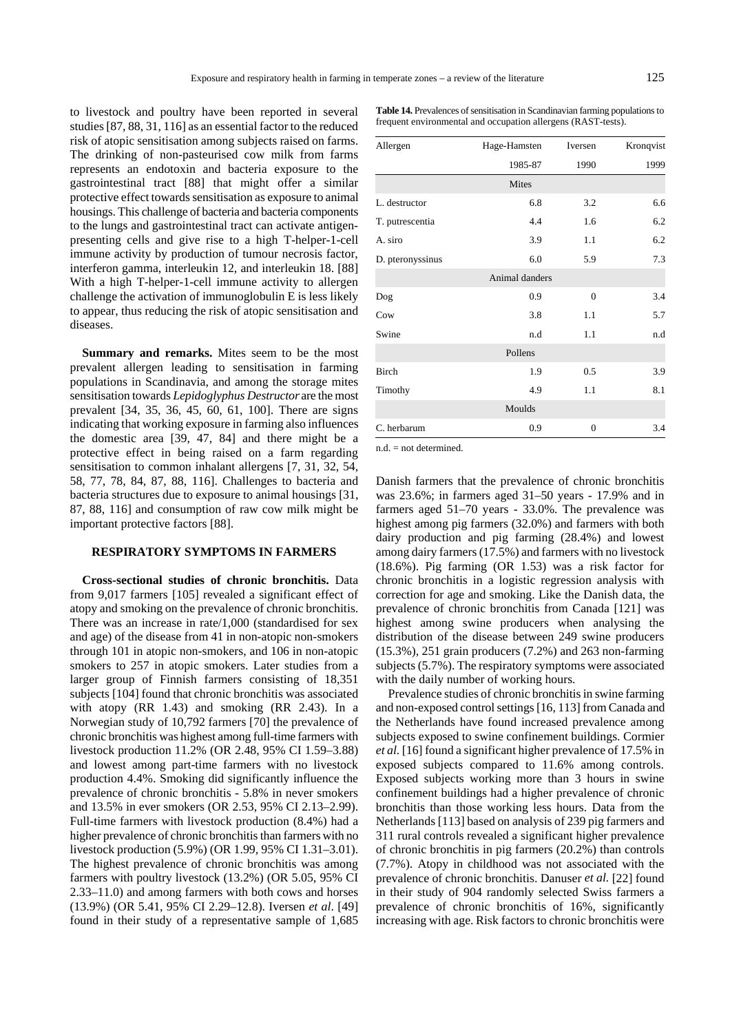to livestock and poultry have been reported in several studies [87, 88, 31, 116] as an essential factor to the reduced risk of atopic sensitisation among subjects raised on farms. The drinking of non-pasteurised cow milk from farms represents an endotoxin and bacteria exposure to the gastrointestinal tract [88] that might offer a similar protective effect towards sensitisation as exposure to animal housings. This challenge of bacteria and bacteria components to the lungs and gastrointestinal tract can activate antigen-presenting cells and give rise to a high T-helper-1-cell immune activity by production of tumour necrosis factor, interferon gamma, interleukin 12, and interleukin 18. [88] With a high T-helper-1-cell immune activity to allergen challenge the activation of immunoglobulin E is less likely to appear, thus reducing the risk of atopic sensitisation and diseases.

**Summary and remarks.** Mites seem to be the most prevalent allergen leading to sensitisation in farming populations in Scandinavia, and among the storage mites sensitisation towards *Lepidoglyphus Destructor* are the most prevalent [34, 35, 36, 45, 60, 61, 100]. There are signs indicating that working exposure in farming also influences the domestic area [39, 47, 84] and there might be a protective effect in being raised on a farm regarding sensitisation to common inhalant allergens [7, 31, 32, 54, 58, 77, 78, 84, 87, 88, 116]. Challenges to bacteria and bacteria structures due to exposure to animal housings [31, 87, 88, 116] and consumption of raw cow milk might be important protective factors [88].

**Table 14.** Prevalences of sensitisation in Scandinavian farming populations to frequent environmental and occupation allergens (RAST-tests).

| Allergen | Hage-Hamsten 1985-87 | Iversen 1990 | Kronqvist 1999 |
|---|---|---|---|
| **Mites** | | | |
| L. destructor | 6.8 | 3.2 | 6.6 |
| T. putrescentia | 4.4 | 1.6 | 6.2 |
| A. siro | 3.9 | 1.1 | 6.2 |
| D. pteronyssinus | 6.0 | 5.9 | 7.3 |
| **Animal danders** | | | |
| Dog | 0.9 | 0 | 3.4 |
| Cow | 3.8 | 1.1 | 5.7 |
| Swine | n.d | 1.1 | n.d |
| **Pollens** | | | |
| Birch | 1.9 | 0.5 | 3.9 |
| Timothy | 4.9 | 1.1 | 8.1 |
| **Moulds** | | | |
| C. herbarum | 0.9 | 0 | 3.4 |

n.d. = not determined.

## RESPIRATORY SYMPTOMS IN FARMERS

**Cross-sectional studies of chronic bronchitis.** Data from 9,017 farmers [105] revealed a significant effect of atopy and smoking on the prevalence of chronic bronchitis. There was an increase in rate/1,000 (standardised for sex and age) of the disease from 41 in non-atopic non-smokers through 101 in atopic non-smokers, and 106 in non-atopic smokers to 257 in atopic smokers. Later studies from a larger group of Finnish farmers consisting of 18,351 subjects [104] found that chronic bronchitis was associated with atopy (RR 1.43) and smoking (RR 2.43). In a Norwegian study of 10,792 farmers [70] the prevalence of chronic bronchitis was highest among full-time farmers with livestock production 11.2% (OR 2.48, 95% CI 1.59–3.88) and lowest among part-time farmers with no livestock production 4.4%. Smoking did significantly influence the prevalence of chronic bronchitis - 5.8% in never smokers and 13.5% in ever smokers (OR 2.53, 95% CI 2.13–2.99). Full-time farmers with livestock production (8.4%) had a higher prevalence of chronic bronchitis than farmers with no livestock production (5.9%) (OR 1.99, 95% CI 1.31–3.01). The highest prevalence of chronic bronchitis was among farmers with poultry livestock (13.2%) (OR 5.05, 95% CI 2.33–11.0) and among farmers with both cows and horses (13.9%) (OR 5.41, 95% CI 2.29–12.8). Iversen *et al.* [49] found in their study of a representative sample of 1,685 Danish farmers that the prevalence of chronic bronchitis was 23.6%; in farmers aged 31–50 years - 17.9% and in farmers aged 51–70 years - 33.0%. The prevalence was highest among pig farmers (32.0%) and farmers with both dairy production and pig farming (28.4%) and lowest among dairy farmers (17.5%) and farmers with no livestock (18.6%). Pig farming (OR 1.53) was a risk factor for chronic bronchitis in a logistic regression analysis with correction for age and smoking. Like the Danish data, the prevalence of chronic bronchitis from Canada [121] was highest among swine producers when analysing the distribution of the disease between 249 swine producers (15.3%), 251 grain producers (7.2%) and 263 non-farming subjects (5.7%). The respiratory symptoms were associated with the daily number of working hours.

Prevalence studies of chronic bronchitis in swine farming and non-exposed control settings [16, 113] from Canada and the Netherlands have found increased prevalence among subjects exposed to swine confinement buildings. Cormier *et al.* [16] found a significant higher prevalence of 17.5% in exposed subjects compared to 11.6% among controls. Exposed subjects working more than 3 hours in swine confinement buildings had a higher prevalence of chronic bronchitis than those working less hours. Data from the Netherlands [113] based on analysis of 239 pig farmers and 311 rural controls revealed a significant higher prevalence of chronic bronchitis in pig farmers (20.2%) than controls (7.7%). Atopy in childhood was not associated with the prevalence of chronic bronchitis. Danuser *et al.* [22] found in their study of 904 randomly selected Swiss farmers a prevalence of chronic bronchitis of 16%, significantly increasing with age. Risk factors to chronic bronchitis were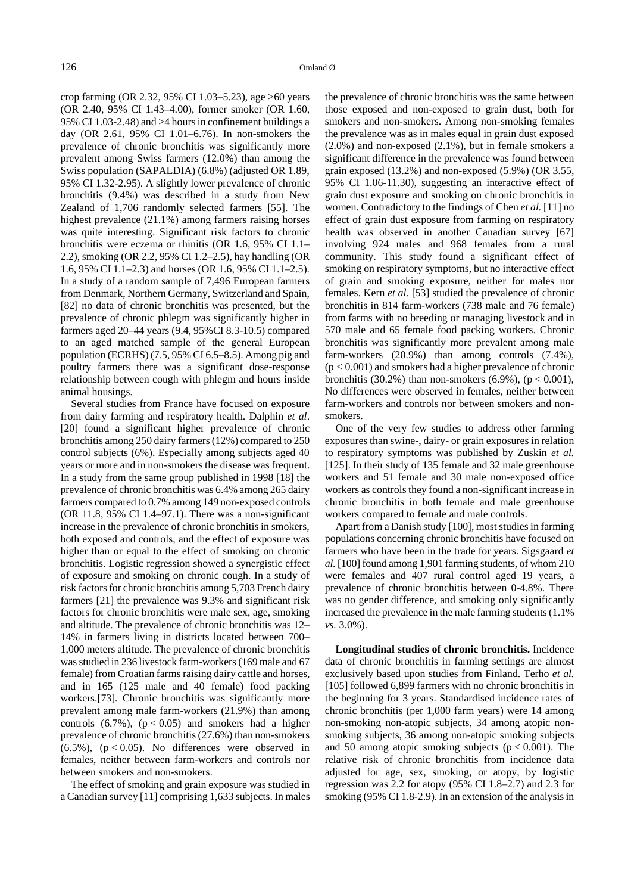crop farming (OR 2.32, 95% CI 1.03–5.23), age >60 years (OR 2.40, 95% CI 1.43–4.00), former smoker (OR 1.60, 95% CI 1.03-2.48) and >4 hours in confinement buildings a day (OR 2.61, 95% CI 1.01–6.76). In non-smokers the prevalence of chronic bronchitis was significantly more prevalent among Swiss farmers (12.0%) than among the Swiss population (SAPALDIA) (6.8%) (adjusted OR 1.89, 95% CI 1.32-2.95). A slightly lower prevalence of chronic bronchitis (9.4%) was described in a study from New Zealand of 1,706 randomly selected farmers [55]. The highest prevalence (21.1%) among farmers raising horses was quite interesting. Significant risk factors to chronic bronchitis were eczema or rhinitis (OR 1.6, 95% CI 1.1–2.2), smoking (OR 2.2, 95% CI 1.2–2.5), hay handling (OR 1.6, 95% CI 1.1–2.3) and horses (OR 1.6, 95% CI 1.1–2.5). In a study of a random sample of 7,496 European farmers from Denmark, Northern Germany, Switzerland and Spain, [82] no data of chronic bronchitis was presented, but the prevalence of chronic phlegm was significantly higher in farmers aged 20–44 years (9.4, 95%CI 8.3-10.5) compared to an aged matched sample of the general European population (ECRHS) (7.5, 95% CI 6.5–8.5). Among pig and poultry farmers there was a significant dose-response relationship between cough with phlegm and hours inside animal housings.

Several studies from France have focused on exposure from dairy farming and respiratory health. Dalphin *et al*. [20] found a significant higher prevalence of chronic bronchitis among 250 dairy farmers (12%) compared to 250 control subjects (6%). Especially among subjects aged 40 years or more and in non-smokers the disease was frequent. In a study from the same group published in 1998 [18] the prevalence of chronic bronchitis was 6.4% among 265 dairy farmers compared to 0.7% among 149 non-exposed controls (OR 11.8, 95% CI 1.4–97.1). There was a non-significant increase in the prevalence of chronic bronchitis in smokers, both exposed and controls, and the effect of exposure was higher than or equal to the effect of smoking on chronic bronchitis. Logistic regression showed a synergistic effect of exposure and smoking on chronic cough. In a study of risk factors for chronic bronchitis among 5,703 French dairy farmers [21] the prevalence was 9.3% and significant risk factors for chronic bronchitis were male sex, age, smoking and altitude. The prevalence of chronic bronchitis was 12–14% in farmers living in districts located between 700–1,000 meters altitude. The prevalence of chronic bronchitis was studied in 236 livestock farm-workers (169 male and 67 female) from Croatian farms raising dairy cattle and horses, and in 165 (125 male and 40 female) food packing workers.[73]. Chronic bronchitis was significantly more prevalent among male farm-workers (21.9%) than among controls (6.7%), ($p < 0.05$) and smokers had a higher prevalence of chronic bronchitis (27.6%) than non-smokers (6.5%), ($p < 0.05$). No differences were observed in females, neither between farm-workers and controls nor between smokers and non-smokers.

The effect of smoking and grain exposure was studied in a Canadian survey [11] comprising 1,633 subjects. In males the prevalence of chronic bronchitis was the same between those exposed and non-exposed to grain dust, both for smokers and non-smokers. Among non-smoking females the prevalence was as in males equal in grain dust exposed (2.0%) and non-exposed (2.1%), but in female smokers a significant difference in the prevalence was found between grain exposed (13.2%) and non-exposed (5.9%) (OR 3.55, 95% CI 1.06-11.30), suggesting an interactive effect of grain dust exposure and smoking on chronic bronchitis in women. Contradictory to the findings of Chen *et al.* [11] no effect of grain dust exposure from farming on respiratory health was observed in another Canadian survey [67] involving 924 males and 968 females from a rural community. This study found a significant effect of smoking on respiratory symptoms, but no interactive effect of grain and smoking exposure, neither for males nor females. Kern *et al.* [53] studied the prevalence of chronic bronchitis in 814 farm-workers (738 male and 76 female) from farms with no breeding or managing livestock and in 570 male and 65 female food packing workers. Chronic bronchitis was significantly more prevalent among male farm-workers (20.9%) than among controls (7.4%), ($p < 0.001$) and smokers had a higher prevalence of chronic bronchitis (30.2%) than non-smokers (6.9%), ($p < 0.001$), No differences were observed in females, neither between farm-workers and controls nor between smokers and non-smokers.

One of the very few studies to address other farming exposures than swine-, dairy- or grain exposures in relation to respiratory symptoms was published by Zuskin *et al.* [125]. In their study of 135 female and 32 male greenhouse workers and 51 female and 30 male non-exposed office workers as controls they found a non-significant increase in chronic bronchitis in both female and male greenhouse workers compared to female and male controls.

Apart from a Danish study [100], most studies in farming populations concerning chronic bronchitis have focused on farmers who have been in the trade for years. Sigsgaard *et al.* [100] found among 1,901 farming students, of whom 210 were females and 407 rural control aged 19 years, a prevalence of chronic bronchitis between 0-4.8%. There was no gender difference, and smoking only significantly increased the prevalence in the male farming students (1.1% *vs.* 3.0%).

**Longitudinal studies of chronic bronchitis.** Incidence data of chronic bronchitis in farming settings are almost exclusively based upon studies from Finland. Terho *et al.* [105] followed 6,899 farmers with no chronic bronchitis in the beginning for 3 years. Standardised incidence rates of chronic bronchitis (per 1,000 farm years) were 14 among non-smoking non-atopic subjects, 34 among atopic non-smoking subjects, 36 among non-atopic smoking subjects and 50 among atopic smoking subjects ($p < 0.001$). The relative risk of chronic bronchitis from incidence data adjusted for age, sex, smoking, or atopy, by logistic regression was 2.2 for atopy (95% CI 1.8–2.7) and 2.3 for smoking (95% CI 1.8-2.9). In an extension of the analysis in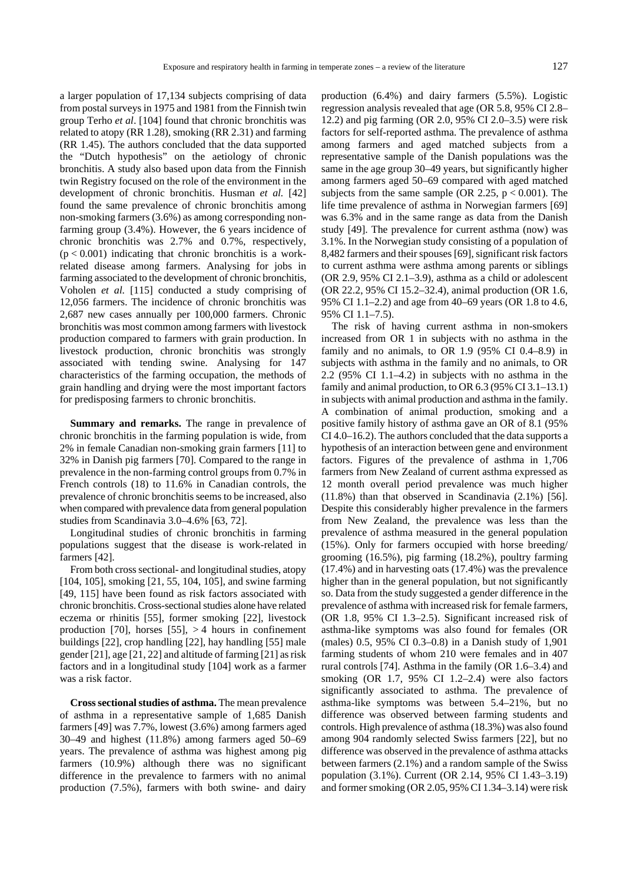a larger population of 17,134 subjects comprising of data from postal surveys in 1975 and 1981 from the Finnish twin group Terho *et al*. [104] found that chronic bronchitis was related to atopy (RR 1.28), smoking (RR 2.31) and farming (RR 1.45). The authors concluded that the data supported the "Dutch hypothesis" on the aetiology of chronic bronchitis. A study also based upon data from the Finnish twin Registry focused on the role of the environment in the development of chronic bronchitis. Husman *et al.* [42] found the same prevalence of chronic bronchitis among non-smoking farmers (3.6%) as among corresponding non-farming group (3.4%). However, the 6 years incidence of chronic bronchitis was 2.7% and 0.7%, respectively, ($p < 0.001$) indicating that chronic bronchitis is a work-related disease among farmers. Analysing for jobs in farming associated to the development of chronic bronchitis, Voholen *et al.* [115] conducted a study comprising of 12,056 farmers. The incidence of chronic bronchitis was 2,687 new cases annually per 100,000 farmers. Chronic bronchitis was most common among farmers with livestock production compared to farmers with grain production. In livestock production, chronic bronchitis was strongly associated with tending swine. Analysing for 147 characteristics of the farming occupation, the methods of grain handling and drying were the most important factors for predisposing farmers to chronic bronchitis.

**Summary and remarks.** The range in prevalence of chronic bronchitis in the farming population is wide, from 2% in female Canadian non-smoking grain farmers [11] to 32% in Danish pig farmers [70]. Compared to the range in prevalence in the non-farming control groups from 0.7% in French controls (18) to 11.6% in Canadian controls, the prevalence of chronic bronchitis seems to be increased, also when compared with prevalence data from general population studies from Scandinavia 3.0–4.6% [63, 72].

Longitudinal studies of chronic bronchitis in farming populations suggest that the disease is work-related in farmers [42].

From both cross sectional- and longitudinal studies, atopy [104, 105], smoking [21, 55, 104, 105], and swine farming [49, 115] have been found as risk factors associated with chronic bronchitis. Cross-sectional studies alone have related eczema or rhinitis [55], former smoking [22], livestock production [70], horses [55], > 4 hours in confinement buildings [22], crop handling [22], hay handling [55] male gender [21], age [21, 22] and altitude of farming [21] as risk factors and in a longitudinal study [104] work as a farmer was a risk factor.

**Cross sectional studies of asthma.** The mean prevalence of asthma in a representative sample of 1,685 Danish farmers [49] was 7.7%, lowest (3.6%) among farmers aged 30–49 and highest (11.8%) among farmers aged 50–69 years. The prevalence of asthma was highest among pig farmers (10.9%) although there was no significant difference in the prevalence to farmers with no animal production (7.5%), farmers with both swine- and dairy production (6.4%) and dairy farmers (5.5%). Logistic regression analysis revealed that age (OR 5.8, 95% CI 2.8–12.2) and pig farming (OR 2.0, 95% CI 2.0–3.5) were risk factors for self-reported asthma. The prevalence of asthma among farmers and aged matched subjects from a representative sample of the Danish populations was the same in the age group 30–49 years, but significantly higher among farmers aged 50–69 compared with aged matched subjects from the same sample (OR 2.25, $p < 0.001$). The life time prevalence of asthma in Norwegian farmers [69] was 6.3% and in the same range as data from the Danish study [49]. The prevalence for current asthma (now) was 3.1%. In the Norwegian study consisting of a population of 8,482 farmers and their spouses [69], significant risk factors to current asthma were asthma among parents or siblings (OR 2.9, 95% CI 2.1–3.9), asthma as a child or adolescent (OR 22.2, 95% CI 15.2–32.4), animal production (OR 1.6, 95% CI 1.1–2.2) and age from 40–69 years (OR 1.8 to 4.6, 95% CI 1.1–7.5).

The risk of having current asthma in non-smokers increased from OR 1 in subjects with no asthma in the family and no animals, to OR 1.9 (95% CI 0.4–8.9) in subjects with asthma in the family and no animals, to OR 2.2 (95% CI 1.1–4.2) in subjects with no asthma in the family and animal production, to OR 6.3 (95% CI 3.1–13.1) in subjects with animal production and asthma in the family. A combination of animal production, smoking and a positive family history of asthma gave an OR of 8.1 (95% CI 4.0–16.2). The authors concluded that the data supports a hypothesis of an interaction between gene and environment factors. Figures of the prevalence of asthma in 1,706 farmers from New Zealand of current asthma expressed as 12 month overall period prevalence was much higher (11.8%) than that observed in Scandinavia (2.1%) [56]. Despite this considerably higher prevalence in the farmers from New Zealand, the prevalence was less than the prevalence of asthma measured in the general population (15%). Only for farmers occupied with horse breeding/grooming (16.5%), pig farming (18.2%), poultry farming (17.4%) and in harvesting oats (17.4%) was the prevalence higher than in the general population, but not significantly so. Data from the study suggested a gender difference in the prevalence of asthma with increased risk for female farmers, (OR 1.8, 95% CI 1.3–2.5). Significant increased risk of asthma-like symptoms was also found for females (OR (males) 0.5, 95% CI 0.3–0.8) in a Danish study of 1,901 farming students of whom 210 were females and in 407 rural controls [74]. Asthma in the family (OR 1.6–3.4) and smoking (OR 1.7, 95% CI 1.2–2.4) were also factors significantly associated to asthma. The prevalence of asthma-like symptoms was between 5.4–21%, but no difference was observed between farming students and controls. High prevalence of asthma (18.3%) was also found among 904 randomly selected Swiss farmers [22], but no difference was observed in the prevalence of asthma attacks between farmers (2.1%) and a random sample of the Swiss population (3.1%). Current (OR 2.14, 95% CI 1.43–3.19) and former smoking (OR 2.05, 95% CI 1.34–3.14) were risk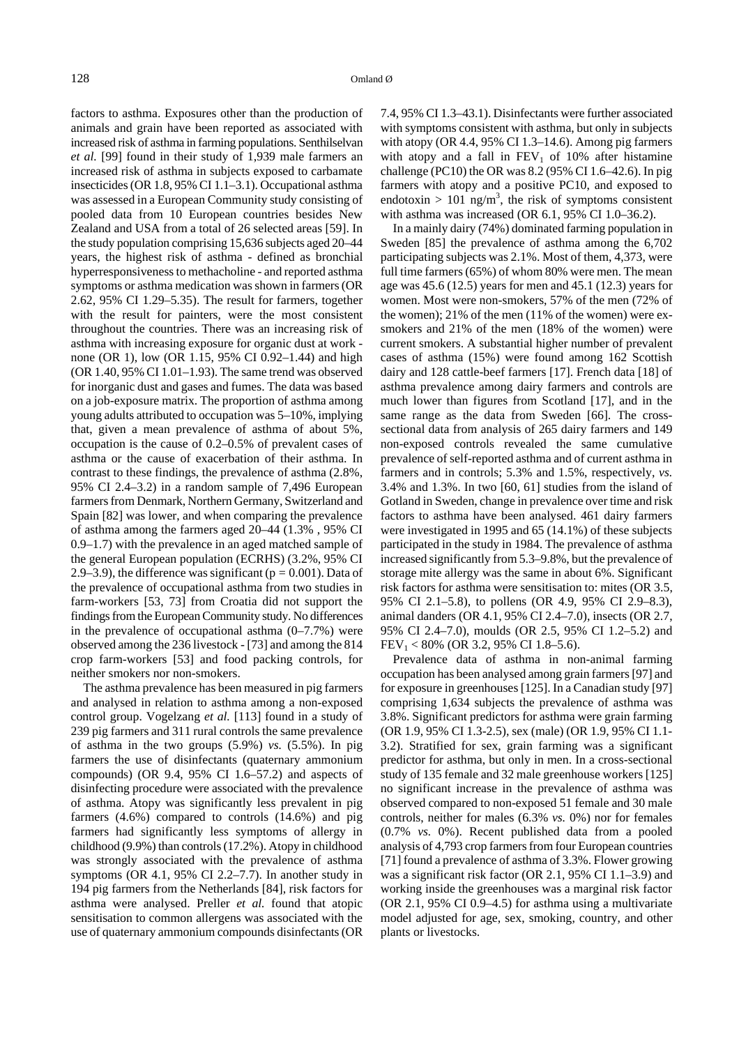factors to asthma. Exposures other than the production of animals and grain have been reported as associated with increased risk of asthma in farming populations. Senthilselvan *et al.* [99] found in their study of 1,939 male farmers an increased risk of asthma in subjects exposed to carbamate insecticides (OR 1.8, 95% CI 1.1–3.1). Occupational asthma was assessed in a European Community study consisting of pooled data from 10 European countries besides New Zealand and USA from a total of 26 selected areas [59]. In the study population comprising 15,636 subjects aged 20–44 years, the highest risk of asthma - defined as bronchial hyperresponsiveness to methacholine - and reported asthma symptoms or asthma medication was shown in farmers (OR 2.62, 95% CI 1.29–5.35). The result for farmers, together with the result for painters, were the most consistent throughout the countries. There was an increasing risk of asthma with increasing exposure for organic dust at work - none (OR 1), low (OR 1.15, 95% CI 0.92–1.44) and high (OR 1.40, 95% CI 1.01–1.93). The same trend was observed for inorganic dust and gases and fumes. The data was based on a job-exposure matrix. The proportion of asthma among young adults attributed to occupation was 5–10%, implying that, given a mean prevalence of asthma of about 5%, occupation is the cause of 0.2–0.5% of prevalent cases of asthma or the cause of exacerbation of their asthma. In contrast to these findings, the prevalence of asthma (2.8%, 95% CI 2.4–3.2) in a random sample of 7,496 European farmers from Denmark, Northern Germany, Switzerland and Spain [82] was lower, and when comparing the prevalence of asthma among the farmers aged 20–44 (1.3% , 95% CI 0.9–1.7) with the prevalence in an aged matched sample of the general European population (ECRHS) (3.2%, 95% CI 2.9–3.9), the difference was significant ($p = 0.001$). Data of the prevalence of occupational asthma from two studies in farm-workers [53, 73] from Croatia did not support the findings from the European Community study. No differences in the prevalence of occupational asthma (0–7.7%) were observed among the 236 livestock - [73] and among the 814 crop farm-workers [53] and food packing controls, for neither smokers nor non-smokers.

The asthma prevalence has been measured in pig farmers and analysed in relation to asthma among a non-exposed control group. Vogelzang *et al.* [113] found in a study of 239 pig farmers and 311 rural controls the same prevalence of asthma in the two groups (5.9%) *vs.* (5.5%). In pig farmers the use of disinfectants (quaternary ammonium compounds) (OR 9.4, 95% CI 1.6–57.2) and aspects of disinfecting procedure were associated with the prevalence of asthma. Atopy was significantly less prevalent in pig farmers (4.6%) compared to controls (14.6%) and pig farmers had significantly less symptoms of allergy in childhood (9.9%) than controls (17.2%). Atopy in childhood was strongly associated with the prevalence of asthma symptoms (OR 4.1, 95% CI 2.2–7.7). In another study in 194 pig farmers from the Netherlands [84], risk factors for asthma were analysed. Preller *et al.* found that atopic sensitisation to common allergens was associated with the use of quaternary ammonium compounds disinfectants (OR 7.4, 95% CI 1.3–43.1). Disinfectants were further associated with symptoms consistent with asthma, but only in subjects with atopy (OR 4.4, 95% CI 1.3–14.6). Among pig farmers with atopy and a fall in $FEV_1$ of 10% after histamine challenge (PC10) the OR was 8.2 (95% CI 1.6–42.6). In pig farmers with atopy and a positive PC10, and exposed to endotoxin > 101 ng/m$^3$, the risk of symptoms consistent with asthma was increased (OR 6.1, 95% CI 1.0–36.2).

In a mainly dairy (74%) dominated farming population in Sweden [85] the prevalence of asthma among the 6,702 participating subjects was 2.1%. Most of them, 4,373, were full time farmers (65%) of whom 80% were men. The mean age was 45.6 (12.5) years for men and 45.1 (12.3) years for women. Most were non-smokers, 57% of the men (72% of the women); 21% of the men (11% of the women) were ex-smokers and 21% of the men (18% of the women) were current smokers. A substantial higher number of prevalent cases of asthma (15%) were found among 162 Scottish dairy and 128 cattle-beef farmers [17]. French data [18] of asthma prevalence among dairy farmers and controls are much lower than figures from Scotland [17], and in the same range as the data from Sweden [66]. The cross-sectional data from analysis of 265 dairy farmers and 149 non-exposed controls revealed the same cumulative prevalence of self-reported asthma and of current asthma in farmers and in controls; 5.3% and 1.5%, respectively, *vs.* 3.4% and 1.3%. In two [60, 61] studies from the island of Gotland in Sweden, change in prevalence over time and risk factors to asthma have been analysed. 461 dairy farmers were investigated in 1995 and 65 (14.1%) of these subjects participated in the study in 1984. The prevalence of asthma increased significantly from 5.3–9.8%, but the prevalence of storage mite allergy was the same in about 6%. Significant risk factors for asthma were sensitisation to: mites (OR 3.5, 95% CI 2.1–5.8), to pollens (OR 4.9, 95% CI 2.9–8.3), animal danders (OR 4.1, 95% CI 2.4–7.0), insects (OR 2.7, 95% CI 2.4–7.0), moulds (OR 2.5, 95% CI 1.2–5.2) and $FEV_1$ < 80% (OR 3.2, 95% CI 1.8–5.6).

Prevalence data of asthma in non-animal farming occupation has been analysed among grain farmers [97] and for exposure in greenhouses [125]. In a Canadian study [97] comprising 1,634 subjects the prevalence of asthma was 3.8%. Significant predictors for asthma were grain farming (OR 1.9, 95% CI 1.3-2.5), sex (male) (OR 1.9, 95% CI 1.1-3.2). Stratified for sex, grain farming was a significant predictor for asthma, but only in men. In a cross-sectional study of 135 female and 32 male greenhouse workers [125] no significant increase in the prevalence of asthma was observed compared to non-exposed 51 female and 30 male controls, neither for males (6.3% *vs.* 0%) nor for females (0.7% *vs.* 0%). Recent published data from a pooled analysis of 4,793 crop farmers from four European countries [71] found a prevalence of asthma of 3.3%. Flower growing was a significant risk factor (OR 2.1, 95% CI 1.1–3.9) and working inside the greenhouses was a marginal risk factor (OR 2.1, 95% CI 0.9–4.5) for asthma using a multivariate model adjusted for age, sex, smoking, country, and other plants or livestocks.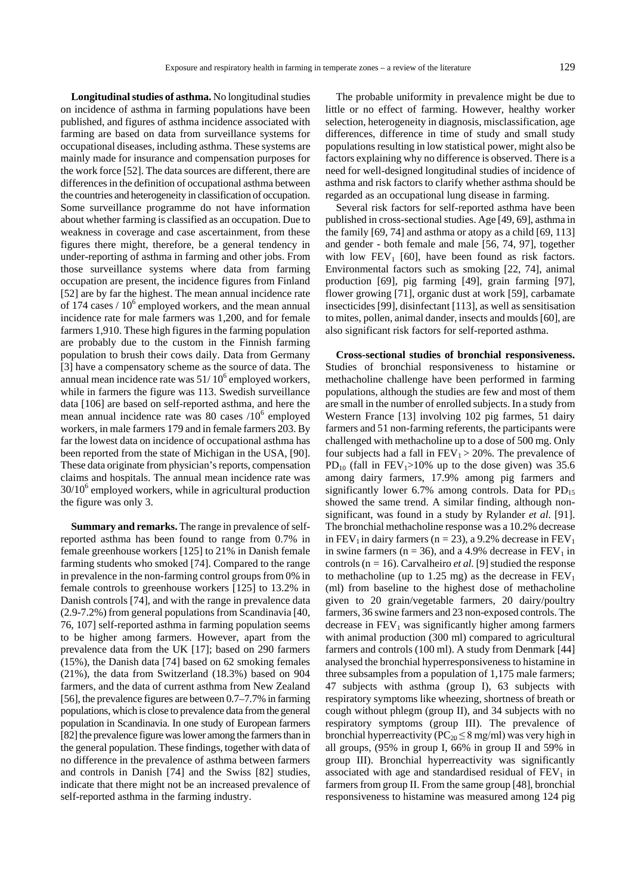**Longitudinal studies of asthma.** No longitudinal studies on incidence of asthma in farming populations have been published, and figures of asthma incidence associated with farming are based on data from surveillance systems for occupational diseases, including asthma. These systems are mainly made for insurance and compensation purposes for the work force [52]. The data sources are different, there are differences in the definition of occupational asthma between the countries and heterogeneity in classification of occupation. Some surveillance programme do not have information about whether farming is classified as an occupation. Due to weakness in coverage and case ascertainment, from these figures there might, therefore, be a general tendency in under-reporting of asthma in farming and other jobs. From those surveillance systems where data from farming occupation are present, the incidence figures from Finland [52] are by far the highest. The mean annual incidence rate of 174 cases / $10^6$ employed workers, and the mean annual incidence rate for male farmers was 1,200, and for female farmers 1,910. These high figures in the farming population are probably due to the custom in the Finnish farming population to brush their cows daily. Data from Germany [3] have a compensatory scheme as the source of data. The annual mean incidence rate was 51/ $10^6$ employed workers, while in farmers the figure was 113. Swedish surveillance data [106] are based on self-reported asthma, and here the mean annual incidence rate was 80 cases /$10^6$ employed workers, in male farmers 179 and in female farmers 203. By far the lowest data on incidence of occupational asthma has been reported from the state of Michigan in the USA, [90]. These data originate from physician's reports, compensation claims and hospitals. The annual mean incidence rate was $30/10^6$ employed workers, while in agricultural production the figure was only 3.

**Summary and remarks.** The range in prevalence of self-reported asthma has been found to range from 0.7% in female greenhouse workers [125] to 21% in Danish female farming students who smoked [74]. Compared to the range in prevalence in the non-farming control groups from 0% in female controls to greenhouse workers [125] to 13.2% in Danish controls [74], and with the range in prevalence data (2.9-7.2%) from general populations from Scandinavia [40, 76, 107] self-reported asthma in farming population seems to be higher among farmers. However, apart from the prevalence data from the UK [17]; based on 290 farmers (15%), the Danish data [74] based on 62 smoking females (21%), the data from Switzerland (18.3%) based on 904 farmers, and the data of current asthma from New Zealand [56], the prevalence figures are between 0.7–7.7% in farming populations, which is close to prevalence data from the general population in Scandinavia. In one study of European farmers [82] the prevalence figure was lower among the farmers than in the general population. These findings, together with data of no difference in the prevalence of asthma between farmers and controls in Danish [74] and the Swiss [82] studies, indicate that there might not be an increased prevalence of self-reported asthma in the farming industry.

The probable uniformity in prevalence might be due to little or no effect of farming. However, healthy worker selection, heterogeneity in diagnosis, misclassification, age differences, difference in time of study and small study populations resulting in low statistical power, might also be factors explaining why no difference is observed. There is a need for well-designed longitudinal studies of incidence of asthma and risk factors to clarify whether asthma should be regarded as an occupational lung disease in farming.

Several risk factors for self-reported asthma have been published in cross-sectional studies. Age [49, 69], asthma in the family [69, 74] and asthma or atopy as a child [69, 113] and gender - both female and male [56, 74, 97], together with low $FEV_1$ [60], have been found as risk factors. Environmental factors such as smoking [22, 74], animal production [69], pig farming [49], grain farming [97], flower growing [71], organic dust at work [59], carbamate insecticides [99], disinfectant [113], as well as sensitisation to mites, pollen, animal dander, insects and moulds [60], are also significant risk factors for self-reported asthma.

**Cross-sectional studies of bronchial responsiveness.** Studies of bronchial responsiveness to histamine or methacholine challenge have been performed in farming populations, although the studies are few and most of them are small in the number of enrolled subjects. In a study from Western France [13] involving 102 pig farmes, 51 dairy farmers and 51 non-farming referents, the participants were challenged with methacholine up to a dose of 500 mg. Only four subjects had a fall in $FEV_1 > 20\%$. The prevalence of $PD_{10}$ (fall in $FEV_1 > 10\%$ up to the dose given) was 35.6 among dairy farmers, 17.9% among pig farmers and significantly lower 6.7% among controls. Data for $PD_{15}$ showed the same trend. A similar finding, although non-significant, was found in a study by Rylander *et al.* [91]. The bronchial methacholine response was a 10.2% decrease in $FEV_1$ in dairy farmers (n = 23), a 9.2% decrease in $FEV_1$ in swine farmers (n = 36), and a 4.9% decrease in $FEV_1$ in controls (n = 16). Carvalheiro *et al.* [9] studied the response to methacholine (up to 1.25 mg) as the decrease in $FEV_1$ (ml) from baseline to the highest dose of methacholine given to 20 grain/vegetable farmers, 20 dairy/poultry farmers, 36 swine farmers and 23 non-exposed controls. The decrease in $FEV_1$ was significantly higher among farmers with animal production (300 ml) compared to agricultural farmers and controls (100 ml). A study from Denmark [44] analysed the bronchial hyperresponsiveness to histamine in three subsamples from a population of 1,175 male farmers; 47 subjects with asthma (group I), 63 subjects with respiratory symptoms like wheezing, shortness of breath or cough without phlegm (group II), and 34 subjects with no respiratory symptoms (group III). The prevalence of bronchial hyperreactivity ($PC_{20} \leq 8$ mg/ml) was very high in all groups, (95% in group I, 66% in group II and 59% in group III). Bronchial hyperreactivity was significantly associated with age and standardised residual of $FEV_1$ in farmers from group II. From the same group [48], bronchial responsiveness to histamine was measured among 124 pig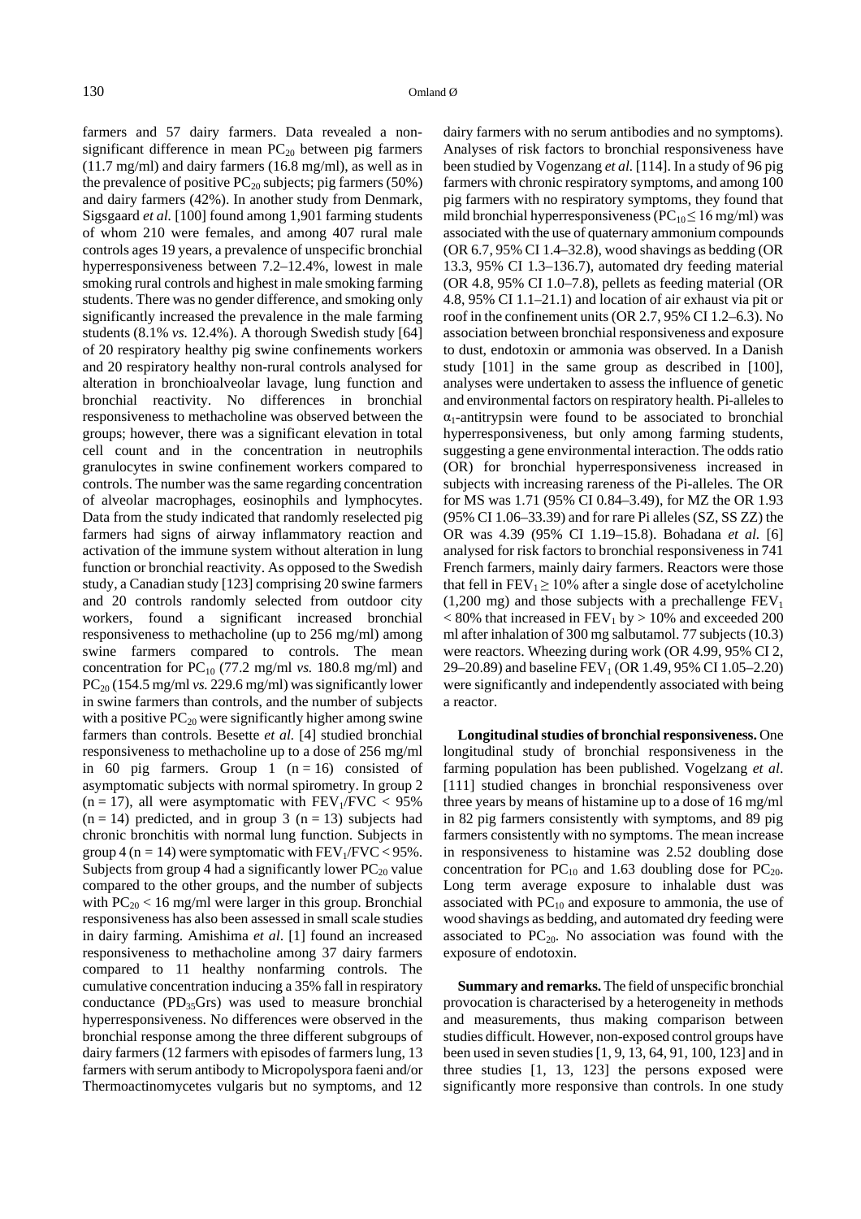farmers and 57 dairy farmers. Data revealed a non-significant difference in mean $PC_{20}$ between pig farmers (11.7 mg/ml) and dairy farmers (16.8 mg/ml), as well as in the prevalence of positive $PC_{20}$ subjects; pig farmers (50%) and dairy farmers (42%). In another study from Denmark, Sigsgaard *et al.* [100] found among 1,901 farming students of whom 210 were females, and among 407 rural male controls ages 19 years, a prevalence of unspecific bronchial hyperresponsiveness between 7.2–12.4%, lowest in male smoking rural controls and highest in male smoking farming students. There was no gender difference, and smoking only significantly increased the prevalence in the male farming students (8.1% *vs.* 12.4%). A thorough Swedish study [64] of 20 respiratory healthy pig swine confinements workers and 20 respiratory healthy non-rural controls analysed for alteration in bronchioalveolar lavage, lung function and bronchial reactivity. No differences in bronchial responsiveness to methacholine was observed between the groups; however, there was a significant elevation in total cell count and in the concentration in neutrophils granulocytes in swine confinement workers compared to controls. The number was the same regarding concentration of alveolar macrophages, eosinophils and lymphocytes. Data from the study indicated that randomly reselected pig farmers had signs of airway inflammatory reaction and activation of the immune system without alteration in lung function or bronchial reactivity. As opposed to the Swedish study, a Canadian study [123] comprising 20 swine farmers and 20 controls randomly selected from outdoor city workers, found a significant increased bronchial responsiveness to methacholine (up to 256 mg/ml) among swine farmers compared to controls. The mean concentration for $PC_{10}$ (77.2 mg/ml *vs.* 180.8 mg/ml) and $PC_{20}$ (154.5 mg/ml *vs.* 229.6 mg/ml) was significantly lower in swine farmers than controls, and the number of subjects with a positive $PC_{20}$ were significantly higher among swine farmers than controls. Besette *et al.* [4] studied bronchial responsiveness to methacholine up to a dose of 256 mg/ml in 60 pig farmers. Group 1 (n = 16) consisted of asymptomatic subjects with normal spirometry. In group 2 (n = 17), all were asymptomatic with $FEV_1/FVC < 95\%$ (n = 14) predicted, and in group 3 (n = 13) subjects had chronic bronchitis with normal lung function. Subjects in group 4 (n = 14) were symptomatic with $FEV_1/FVC < 95\%$. Subjects from group 4 had a significantly lower $PC_{20}$ value compared to the other groups, and the number of subjects with $PC_{20} < 16$ mg/ml were larger in this group. Bronchial responsiveness has also been assessed in small scale studies in dairy farming. Amishima *et al*. [1] found an increased responsiveness to methacholine among 37 dairy farmers compared to 11 healthy nonfarming controls. The cumulative concentration inducing a 35% fall in respiratory conductance ($PD_{35}$Grs) was used to measure bronchial hyperresponsiveness. No differences were observed in the bronchial response among the three different subgroups of dairy farmers (12 farmers with episodes of farmers lung, 13 farmers with serum antibody to Micropolyspora faeni and/or Thermoactinomycetes vulgaris but no symptoms, and 12 dairy farmers with no serum antibodies and no symptoms). Analyses of risk factors to bronchial responsiveness have been studied by Vogenzang *et al.* [114]. In a study of 96 pig farmers with chronic respiratory symptoms, and among 100 pig farmers with no respiratory symptoms, they found that mild bronchial hyperresponsiveness ($PC_{10} \leq 16$ mg/ml) was associated with the use of quaternary ammonium compounds (OR 6.7, 95% CI 1.4–32.8), wood shavings as bedding (OR 13.3, 95% CI 1.3–136.7), automated dry feeding material (OR 4.8, 95% CI 1.0–7.8), pellets as feeding material (OR 4.8, 95% CI 1.1–21.1) and location of air exhaust via pit or roof in the confinement units (OR 2.7, 95% CI 1.2–6.3). No association between bronchial responsiveness and exposure to dust, endotoxin or ammonia was observed. In a Danish study [101] in the same group as described in [100], analyses were undertaken to assess the influence of genetic and environmental factors on respiratory health. Pi-alleles to $\alpha_1$-antitrypsin were found to be associated to bronchial hyperresponsiveness, but only among farming students, suggesting a gene environmental interaction. The odds ratio (OR) for bronchial hyperresponsiveness increased in subjects with increasing rareness of the Pi-alleles. The OR for MS was 1.71 (95% CI 0.84–3.49), for MZ the OR 1.93 (95% CI 1.06–33.39) and for rare Pi alleles (SZ, SS ZZ) the OR was 4.39 (95% CI 1.19–15.8). Bohadana *et al.* [6] analysed for risk factors to bronchial responsiveness in 741 French farmers, mainly dairy farmers. Reactors were those that fell in $FEV_1 \geq 10\%$ after a single dose of acetylcholine (1,200 mg) and those subjects with a prechallenge $FEV_1 < 80\%$ that increased in $FEV_1$ by > 10% and exceeded 200 ml after inhalation of 300 mg salbutamol. 77 subjects (10.3) were reactors. Wheezing during work (OR 4.99, 95% CI 2, 29–20.89) and baseline $FEV_1$ (OR 1.49, 95% CI 1.05–2.20) were significantly and independently associated with being a reactor.

**Longitudinal studies of bronchial responsiveness.** One longitudinal study of bronchial responsiveness in the farming population has been published. Vogelzang *et al*. [111] studied changes in bronchial responsiveness over three years by means of histamine up to a dose of 16 mg/ml in 82 pig farmers consistently with symptoms, and 89 pig farmers consistently with no symptoms. The mean increase in responsiveness to histamine was 2.52 doubling dose concentration for $PC_{10}$ and 1.63 doubling dose for $PC_{20}$. Long term average exposure to inhalable dust was associated with $PC_{10}$ and exposure to ammonia, the use of wood shavings as bedding, and automated dry feeding were associated to $PC_{20}$. No association was found with the exposure of endotoxin.

**Summary and remarks.** The field of unspecific bronchial provocation is characterised by a heterogeneity in methods and measurements, thus making comparison between studies difficult. However, non-exposed control groups have been used in seven studies [1, 9, 13, 64, 91, 100, 123] and in three studies [1, 13, 123] the persons exposed were significantly more responsive than controls. In one study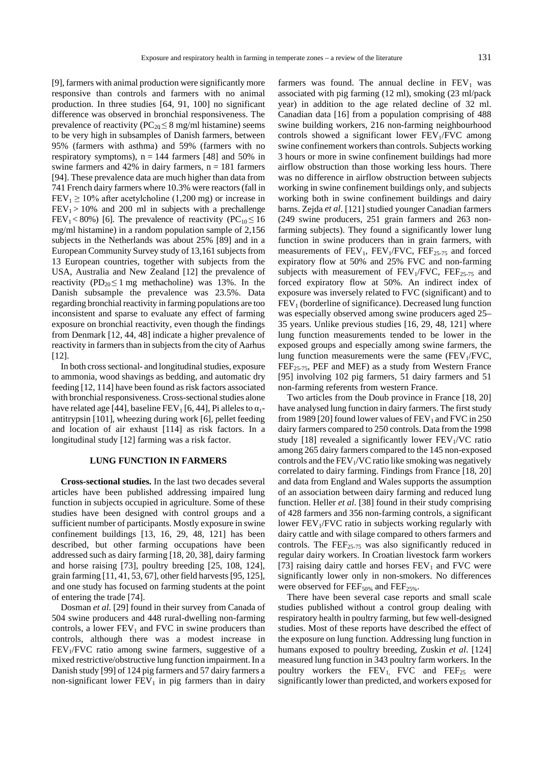[9], farmers with animal production were significantly more responsive than controls and farmers with no animal production. In three studies [64, 91, 100] no significant difference was observed in bronchial responsiveness. The prevalence of reactivity ($PC_{20} \leq 8$ mg/ml histamine) seems to be very high in subsamples of Danish farmers, between 95% (farmers with asthma) and 59% (farmers with no respiratory symptoms), n = 144 farmers [48] and 50% in swine farmers and 42% in dairy farmers, n = 181 farmers [94]. These prevalence data are much higher than data from 741 French dairy farmers where 10.3% were reactors (fall in $FEV_1 \geq 10\%$ after acetylcholine (1,200 mg) or increase in $FEV_1 > 10\%$ and 200 ml in subjects with a prechallenge $FEV_1 < 80\%$) [6]. The prevalence of reactivity ($PC_{10} \leq 16$ mg/ml histamine) in a random population sample of 2,156 subjects in the Netherlands was about 25% [89] and in a European Community Survey study of 13,161 subjects from 13 European countries, together with subjects from the USA, Australia and New Zealand [12] the prevalence of reactivity ($PD_{20} \leq 1$ mg methacholine) was 13%. In the Danish subsample the prevalence was 23.5%. Data regarding bronchial reactivity in farming populations are too inconsistent and sparse to evaluate any effect of farming exposure on bronchial reactivity, even though the findings from Denmark [12, 44, 48] indicate a higher prevalence of reactivity in farmers than in subjects from the city of Aarhus [12].

In both cross sectional- and longitudinal studies, exposure to ammonia, wood shavings as bedding, and automatic dry feeding [12, 114] have been found as risk factors associated with bronchial responsiveness. Cross-sectional studies alone have related age [44], baseline $FEV_1$ [6, 44], Pi alleles to $\alpha_1$-antitrypsin [101], wheezing during work [6], pellet feeding and location of air exhaust [114] as risk factors. In a longitudinal study [12] farming was a risk factor.

## LUNG FUNCTION IN FARMERS

**Cross-sectional studies.** In the last two decades several articles have been published addressing impaired lung function in subjects occupied in agriculture. Some of these studies have been designed with control groups and a sufficient number of participants. Mostly exposure in swine confinement buildings [13, 16, 29, 48, 121] has been described, but other farming occupations have been addressed such as dairy farming [18, 20, 38], dairy farming and horse raising [73], poultry breeding [25, 108, 124], grain farming [11, 41, 53, 67], other field harvests [95, 125], and one study has focused on farming students at the point of entering the trade [74].

Dosman *et al.* [29] found in their survey from Canada of 504 swine producers and 448 rural-dwelling non-farming controls, a lower $FEV_1$ and FVC in swine producers than controls, although there was a modest increase in $FEV_1$/FVC ratio among swine farmers, suggestive of a mixed restrictive/obstructive lung function impairment. In a Danish study [99] of 124 pig farmers and 57 dairy farmers a non-significant lower $FEV_1$ in pig farmers than in dairy farmers was found. The annual decline in $FEV_1$ was associated with pig farming (12 ml), smoking (23 ml/pack year) in addition to the age related decline of 32 ml. Canadian data [16] from a population comprising of 488 swine building workers, 216 non-farming neighbourhood controls showed a significant lower $FEV_1$/FVC among swine confinement workers than controls. Subjects working 3 hours or more in swine confinement buildings had more airflow obstruction than those working less hours. There was no difference in airflow obstruction between subjects working in swine confinement buildings only, and subjects working both in swine confinement buildings and dairy barns. Zejda *et al*. [121] studied younger Canadian farmers (249 swine producers, 251 grain farmers and 263 non-farming subjects). They found a significantly lower lung function in swine producers than in grain farmers, with measurements of $FEV_1$, $FEV_1$/FVC, $FEF_{25\text{-}75}$ and forced expiratory flow at 50% and 25% FVC and non-farming subjects with measurement of $FEV_1$/FVC, $FEF_{25\text{-}75}$ and forced expiratory flow at 50%. An indirect index of exposure was inversely related to FVC (significant) and to $FEV_1$ (borderline of significance). Decreased lung function was especially observed among swine producers aged 25–35 years. Unlike previous studies [16, 29, 48, 121] where lung function measurements tended to be lower in the exposed groups and especially among swine farmers, the lung function measurements were the same ($FEV_1$/FVC, $FEF_{25\text{-}75}$, PEF and MEF) as a study from Western France [95] involving 102 pig farmers, 51 dairy farmers and 51 non-farming referents from western France.

Two articles from the Doub province in France [18, 20] have analysed lung function in dairy farmers. The first study from 1989 [20] found lower values of $FEV_1$ and FVC in 250 dairy farmers compared to 250 controls. Data from the 1998 study [18] revealed a significantly lower $FEV_1$/VC ratio among 265 dairy farmers compared to the 145 non-exposed controls and the $FEV_1$/VC ratio like smoking was negatively correlated to dairy farming. Findings from France [18, 20] and data from England and Wales supports the assumption of an association between dairy farming and reduced lung function. Heller *et al*. [38] found in their study comprising of 428 farmers and 356 non-farming controls, a significant lower $FEV_1$/FVC ratio in subjects working regularly with dairy cattle and with silage compared to others farmers and controls. The $FEF_{25\text{-}75}$ was also significantly reduced in regular dairy workers. In Croatian livestock farm workers [73] raising dairy cattle and horses $FEV_1$ and FVC were significantly lower only in non-smokers. No differences were observed for $FEF_{50\%}$ and $FEF_{25\%}$.

There have been several case reports and small scale studies published without a control group dealing with respiratory health in poultry farming, but few well-designed studies. Most of these reports have described the effect of the exposure on lung function. Addressing lung function in humans exposed to poultry breeding, Zuskin *et al*. [124] measured lung function in 343 poultry farm workers. In the poultry workers the $FEV_1$, FVC and $FEF_{25}$ were significantly lower than predicted, and workers exposed for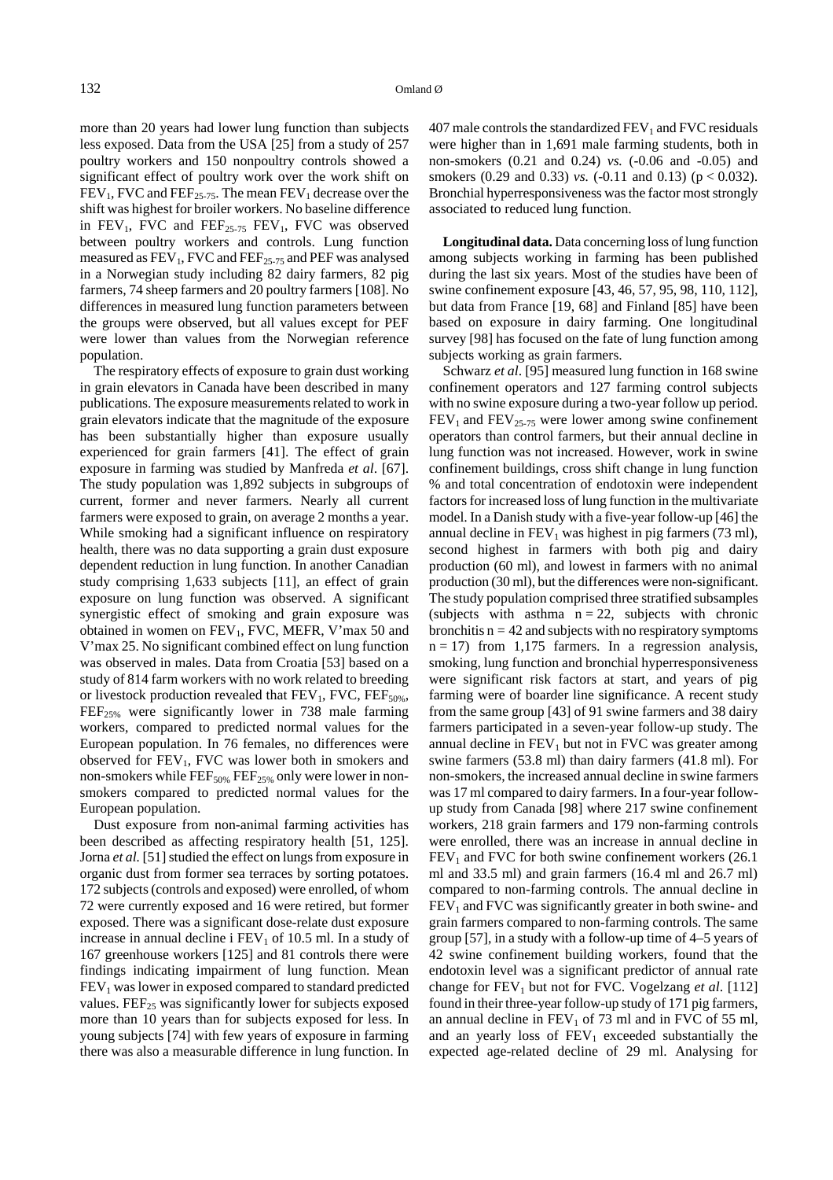more than 20 years had lower lung function than subjects less exposed. Data from the USA [25] from a study of 257 poultry workers and 150 nonpoultry controls showed a significant effect of poultry work over the work shift on $FEV_1$, FVC and $FEF_{25-75}$. The mean $FEV_1$ decrease over the shift was highest for broiler workers. No baseline difference in $FEV_1$, FVC and $FEF_{25-75}$ $FEV_1$, FVC was observed between poultry workers and controls. Lung function measured as $FEV_1$, FVC and $FEF_{25-75}$ and PEF was analysed in a Norwegian study including 82 dairy farmers, 82 pig farmers, 74 sheep farmers and 20 poultry farmers [108]. No differences in measured lung function parameters between the groups were observed, but all values except for PEF were lower than values from the Norwegian reference population.

The respiratory effects of exposure to grain dust working in grain elevators in Canada have been described in many publications. The exposure measurements related to work in grain elevators indicate that the magnitude of the exposure has been substantially higher than exposure usually experienced for grain farmers [41]. The effect of grain exposure in farming was studied by Manfreda *et al*. [67]. The study population was 1,892 subjects in subgroups of current, former and never farmers. Nearly all current farmers were exposed to grain, on average 2 months a year. While smoking had a significant influence on respiratory health, there was no data supporting a grain dust exposure dependent reduction in lung function. In another Canadian study comprising 1,633 subjects [11], an effect of grain exposure on lung function was observed. A significant synergistic effect of smoking and grain exposure was obtained in women on $FEV_1$, FVC, MEFR, V'max 50 and V'max 25. No significant combined effect on lung function was observed in males. Data from Croatia [53] based on a study of 814 farm workers with no work related to breeding or livestock production revealed that $FEV_1$, FVC, $FEF_{50\%}$, $FEF_{25\%}$ were significantly lower in 738 male farming workers, compared to predicted normal values for the European population. In 76 females, no differences were observed for $FEV_1$, FVC was lower both in smokers and non-smokers while $FEF_{50\%}$ $FEF_{25\%}$ only were lower in non-smokers compared to predicted normal values for the European population.

Dust exposure from non-animal farming activities has been described as affecting respiratory health [51, 125]. Jorna *et al.* [51] studied the effect on lungs from exposure in organic dust from former sea terraces by sorting potatoes. 172 subjects (controls and exposed) were enrolled, of whom 72 were currently exposed and 16 were retired, but former exposed. There was a significant dose-relate dust exposure increase in annual decline i $FEV_1$ of 10.5 ml. In a study of 167 greenhouse workers [125] and 81 controls there were findings indicating impairment of lung function. Mean $FEV_1$ was lower in exposed compared to standard predicted values. $FEF_{25}$ was significantly lower for subjects exposed more than 10 years than for subjects exposed for less. In young subjects [74] with few years of exposure in farming there was also a measurable difference in lung function. In 407 male controls the standardized $FEV_1$ and FVC residuals were higher than in 1,691 male farming students, both in non-smokers (0.21 and 0.24) *vs.* (-0.06 and -0.05) and smokers (0.29 and 0.33) *vs.* (-0.11 and 0.13) ($p < 0.032$). Bronchial hyperresponsiveness was the factor most strongly associated to reduced lung function.

**Longitudinal data.** Data concerning loss of lung function among subjects working in farming has been published during the last six years. Most of the studies have been of swine confinement exposure [43, 46, 57, 95, 98, 110, 112], but data from France [19, 68] and Finland [85] have been based on exposure in dairy farming. One longitudinal survey [98] has focused on the fate of lung function among subjects working as grain farmers.

Schwarz *et al*. [95] measured lung function in 168 swine confinement operators and 127 farming control subjects with no swine exposure during a two-year follow up period. $FEV_1$ and $FEV_{25-75}$ were lower among swine confinement operators than control farmers, but their annual decline in lung function was not increased. However, work in swine confinement buildings, cross shift change in lung function % and total concentration of endotoxin were independent factors for increased loss of lung function in the multivariate model. In a Danish study with a five-year follow-up [46] the annual decline in $FEV_1$ was highest in pig farmers (73 ml), second highest in farmers with both pig and dairy production (60 ml), and lowest in farmers with no animal production (30 ml), but the differences were non-significant. The study population comprised three stratified subsamples (subjects with asthma $n = 22$, subjects with chronic bronchitis $n = 42$ and subjects with no respiratory symptoms $n = 17$) from 1,175 farmers. In a regression analysis, smoking, lung function and bronchial hyperresponsiveness were significant risk factors at start, and years of pig farming were of boarder line significance. A recent study from the same group [43] of 91 swine farmers and 38 dairy farmers participated in a seven-year follow-up study. The annual decline in $FEV_1$ but not in FVC was greater among swine farmers (53.8 ml) than dairy farmers (41.8 ml). For non-smokers, the increased annual decline in swine farmers was 17 ml compared to dairy farmers. In a four-year follow-up study from Canada [98] where 217 swine confinement workers, 218 grain farmers and 179 non-farming controls were enrolled, there was an increase in annual decline in $FEV_1$ and FVC for both swine confinement workers (26.1 ml and 33.5 ml) and grain farmers (16.4 ml and 26.7 ml) compared to non-farming controls. The annual decline in $FEV_1$ and FVC was significantly greater in both swine- and grain farmers compared to non-farming controls. The same group [57], in a study with a follow-up time of 4–5 years of 42 swine confinement building workers, found that the endotoxin level was a significant predictor of annual rate change for $FEV_1$ but not for FVC. Vogelzang *et al*. [112] found in their three-year follow-up study of 171 pig farmers, an annual decline in $FEV_1$ of 73 ml and in FVC of 55 ml, and an yearly loss of $FEV_1$ exceeded substantially the expected age-related decline of 29 ml. Analysing for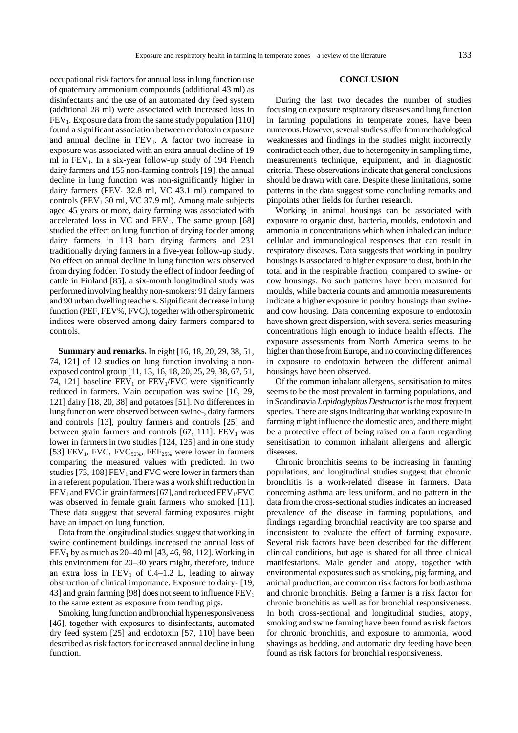occupational risk factors for annual loss in lung function use of quaternary ammonium compounds (additional 43 ml) as disinfectants and the use of an automated dry feed system (additional 28 ml) were associated with increased loss in $FEV_1$. Exposure data from the same study population [110] found a significant association between endotoxin exposure and annual decline in $FEV_1$. A factor two increase in exposure was associated with an extra annual decline of 19 ml in $FEV_1$. In a six-year follow-up study of 194 French dairy farmers and 155 non-farming controls [19], the annual decline in lung function was non-significantly higher in dairy farmers ($FEV_1$ 32.8 ml, VC 43.1 ml) compared to controls ($FEV_1$ 30 ml, VC 37.9 ml). Among male subjects aged 45 years or more, dairy farming was associated with accelerated loss in VC and $FEV_1$. The same group [68] studied the effect on lung function of drying fodder among dairy farmers in 113 barn drying farmers and 231 traditionally drying farmers in a five-year follow-up study. No effect on annual decline in lung function was observed from drying fodder. To study the effect of indoor feeding of cattle in Finland [85], a six-month longitudinal study was performed involving healthy non-smokers: 91 dairy farmers and 90 urban dwelling teachers. Significant decrease in lung function (PEF, FEV%, FVC), together with other spirometric indices were observed among dairy farmers compared to controls.

**Summary and remarks.** In eight [16, 18, 20, 29, 38, 51, 74, 121] of 12 studies on lung function involving a non-exposed control group [11, 13, 16, 18, 20, 25, 29, 38, 67, 51, 74, 121] baseline $FEV_1$ or $FEV_1/FVC$ were significantly reduced in farmers. Main occupation was swine [16, 29, 121] dairy [18, 20, 38] and potatoes [51]. No differences in lung function were observed between swine-, dairy farmers and controls [13], poultry farmers and controls [25] and between grain farmers and controls [67, 111]. $FEV_1$ was lower in farmers in two studies [124, 125] and in one study [53] $FEV_1$, FVC, $FVC_{50\%}$, $FEF_{25\%}$ were lower in farmers comparing the measured values with predicted. In two studies [73, 108] $FEV_1$ and FVC were lower in farmers than in a referent population. There was a work shift reduction in $FEV_1$ and FVC in grain farmers [67], and reduced $FEV_1/FVC$ was observed in female grain farmers who smoked [11]. These data suggest that several farming exposures might have an impact on lung function.

Data from the longitudinal studies suggest that working in swine confinement buildings increased the annual loss of $FEV_1$ by as much as 20–40 ml [43, 46, 98, 112]. Working in this environment for 20–30 years might, therefore, induce an extra loss in $FEV_1$ of 0.4–1.2 L, leading to airway obstruction of clinical importance. Exposure to dairy- [19, 43] and grain farming [98] does not seem to influence $FEV_1$ to the same extent as exposure from tending pigs.

Smoking, lung function and bronchial hyperresponsiveness [46], together with exposures to disinfectants, automated dry feed system [25] and endotoxin [57, 110] have been described as risk factors for increased annual decline in lung function.

## CONCLUSION

During the last two decades the number of studies focusing on exposure respiratory diseases and lung function in farming populations in temperate zones, have been numerous. However, several studies suffer from methodological weaknesses and findings in the studies might incorrectly contradict each other, due to heterogenity in sampling time, measurements technique, equipment, and in diagnostic criteria. These observations indicate that general conclusions should be drawn with care. Despite these limitations, some patterns in the data suggest some concluding remarks and pinpoints other fields for further research.

Working in animal housings can be associated with exposure to organic dust, bacteria, moulds, endotoxin and ammonia in concentrations which when inhaled can induce cellular and immunological responses that can result in respiratory diseases. Data suggests that working in poultry housings is associated to higher exposure to dust, both in the total and in the respirable fraction, compared to swine- or cow housings. No such patterns have been measured for moulds, while bacteria counts and ammonia measurements indicate a higher exposure in poultry housings than swine- and cow housing. Data concerning exposure to endotoxin have shown great dispersion, with several series measuring concentrations high enough to induce health effects. The exposure assessments from North America seems to be higher than those from Europe, and no convincing differences in exposure to endotoxin between the different animal housings have been observed.

Of the common inhalant allergens, sensitisation to mites seems to be the most prevalent in farming populations, and in Scandinavia *Lepidoglyphus Destructor* is the most frequent species. There are signs indicating that working exposure in farming might influence the domestic area, and there might be a protective effect of being raised on a farm regarding sensitisation to common inhalant allergens and allergic diseases.

Chronic bronchitis seems to be increasing in farming populations, and longitudinal studies suggest that chronic bronchitis is a work-related disease in farmers. Data concerning asthma are less uniform, and no pattern in the data from the cross-sectional studies indicates an increased prevalence of the disease in farming populations, and findings regarding bronchial reactivity are too sparse and inconsistent to evaluate the effect of farming exposure. Several risk factors have been described for the different clinical conditions, but age is shared for all three clinical manifestations. Male gender and atopy, together with environmental exposures such as smoking, pig farming, and animal production, are common risk factors for both asthma and chronic bronchitis. Being a farmer is a risk factor for chronic bronchitis as well as for bronchial responsiveness. In both cross-sectional and longitudinal studies, atopy, smoking and swine farming have been found as risk factors for chronic bronchitis, and exposure to ammonia, wood shavings as bedding, and automatic dry feeding have been found as risk factors for bronchial responsiveness.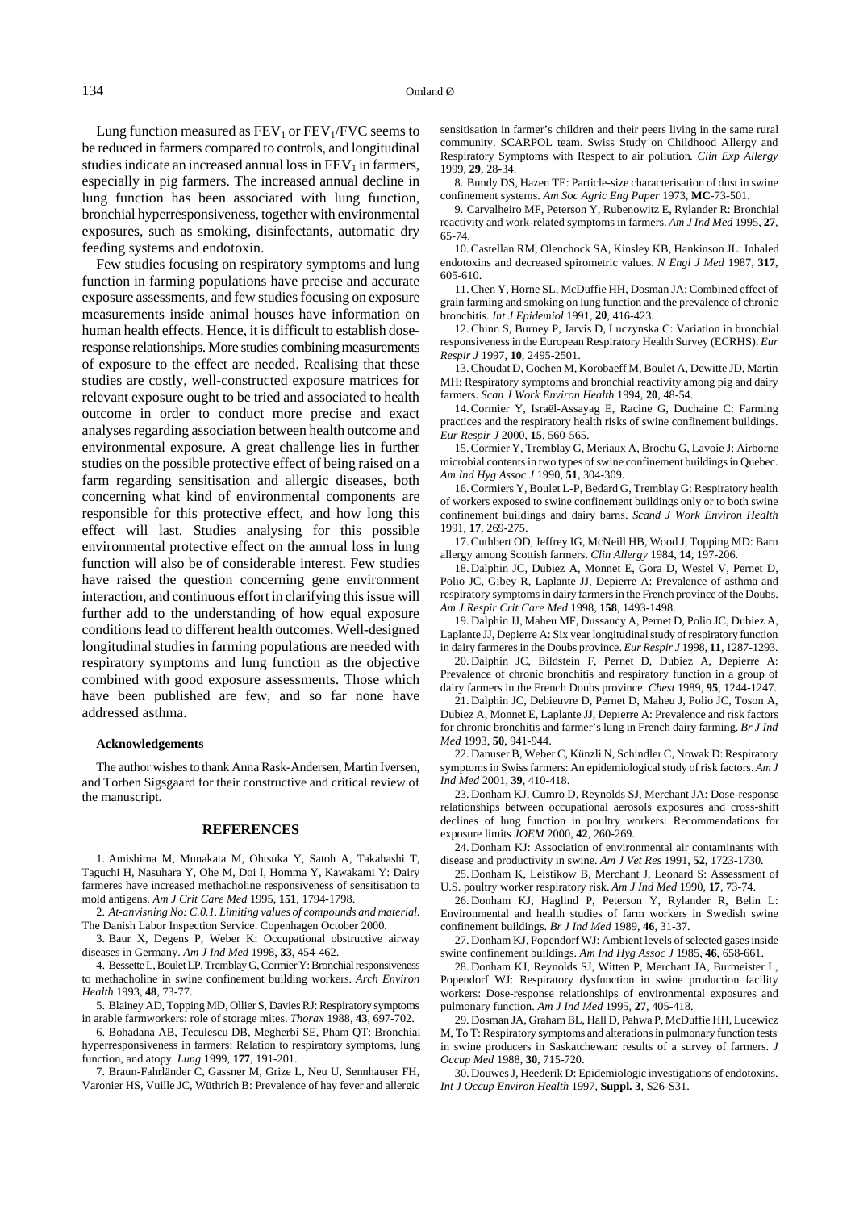Lung function measured as $FEV_1$ or $FEV_1$/FVC seems to be reduced in farmers compared to controls, and longitudinal studies indicate an increased annual loss in $FEV_1$ in farmers, especially in pig farmers. The increased annual decline in lung function has been associated with lung function, bronchial hyperresponsiveness, together with environmental exposures, such as smoking, disinfectants, automatic dry feeding systems and endotoxin.

Few studies focusing on respiratory symptoms and lung function in farming populations have precise and accurate exposure assessments, and few studies focusing on exposure measurements inside animal houses have information on human health effects. Hence, it is difficult to establish dose-response relationships. More studies combining measurements of exposure to the effect are needed. Realising that these studies are costly, well-constructed exposure matrices for relevant exposure ought to be tried and associated to health outcome in order to conduct more precise and exact analyses regarding association between health outcome and environmental exposure. A great challenge lies in further studies on the possible protective effect of being raised on a farm regarding sensitisation and allergic diseases, both concerning what kind of environmental components are responsible for this protective effect, and how long this effect will last. Studies analysing for this possible environmental protective effect on the annual loss in lung function will also be of considerable interest. Few studies have raised the question concerning gene environment interaction, and continuous effort in clarifying this issue will further add to the understanding of how equal exposure conditions lead to different health outcomes. Well-designed longitudinal studies in farming populations are needed with respiratory symptoms and lung function as the objective combined with good exposure assessments. Those which have been published are few, and so far none have addressed asthma.

#### Acknowledgements

The author wishes to thank Anna Rask-Andersen, Martin Iversen, and Torben Sigsgaard for their constructive and critical review of the manuscript.

## REFERENCES

1. Amishima M, Munakata M, Ohtsuka Y, Satoh A, Takahashi T, Taguchi H, Nasuhara Y, Ohe M, Doi I, Homma Y, Kawakami Y: Dairy farmeres have increased methacholine responsiveness of sensitisation to mold antigens. *Am J Crit Care Med* 1995, **151**, 1794-1798.

2. *At-anvisning No: C.0.1. Limiting values of compounds and material.* The Danish Labor Inspection Service. Copenhagen October 2000.

3. Baur X, Degens P, Weber K: Occupational obstructive airway diseases in Germany. *Am J Ind Med* 1998, **33**, 454-462.

4. Bessette L, Boulet LP, Tremblay G, Cormier Y: Bronchial responsiveness to methacholine in swine confinement building workers. *Arch Environ Health* 1993, **48**, 73-77.

5. Blainey AD, Topping MD, Ollier S, Davies RJ: Respiratory symptoms in arable farmworkers: role of storage mites. *Thorax* 1988, **43**, 697-702.

6. Bohadana AB, Teculescu DB, Megherbi SE, Pham QT: Bronchial hyperresponsiveness in farmers: Relation to respiratory symptoms, lung function, and atopy. *Lung* 1999, **177**, 191-201.

7. Braun-Fahrländer C, Gassner M, Grize L, Neu U, Sennhauser FH, Varonier HS, Vuille JC, Wüthrich B: Prevalence of hay fever and allergic sensitisation in farmer's children and their peers living in the same rural community. SCARPOL team. Swiss Study on Childhood Allergy and Respiratory Symptoms with Respect to air pollution*. Clin Exp Allergy* 1999, **29**, 28-34.

8. Bundy DS, Hazen TE: Particle-size characterisation of dust in swine confinement systems. *Am Soc Agric Eng Paper* 1973, **MC**-73-501.

9. Carvalheiro MF, Peterson Y, Rubenowitz E, Rylander R: Bronchial reactivity and work-related symptoms in farmers. *Am J Ind Med* 1995, **27**, 65-74.

10. Castellan RM, Olenchock SA, Kinsley KB, Hankinson JL: Inhaled endotoxins and decreased spirometric values. *N Engl J Med* 1987, **317**, 605-610.

11. Chen Y, Horne SL, McDuffie HH, Dosman JA: Combined effect of grain farming and smoking on lung function and the prevalence of chronic bronchitis. *Int J Epidemiol* 1991, **20**, 416-423.

12. Chinn S, Burney P, Jarvis D, Luczynska C: Variation in bronchial responsiveness in the European Respiratory Health Survey (ECRHS). *Eur Respir J* 1997, **10**, 2495-2501.

13. Choudat D, Goehen M, Korobaeff M, Boulet A, Dewitte JD, Martin MH: Respiratory symptoms and bronchial reactivity among pig and dairy farmers. *Scan J Work Environ Health* 1994, **20**, 48-54.

14. Cormier Y, Israël-Assayag E, Racine G, Duchaine C: Farming practices and the respiratory health risks of swine confinement buildings. *Eur Respir J* 2000, **15**, 560-565.

15. Cormier Y, Tremblay G, Meriaux A, Brochu G, Lavoie J: Airborne microbial contents in two types of swine confinement buildings in Quebec. *Am Ind Hyg Assoc J* 1990, **51**, 304-309.

16. Cormiers Y, Boulet L-P, Bedard G, Tremblay G: Respiratory health of workers exposed to swine confinement buildings only or to both swine confinement buildings and dairy barns. *Scand J Work Environ Health* 1991, **17**, 269-275.

17. Cuthbert OD, Jeffrey IG, McNeill HB, Wood J, Topping MD: Barn allergy among Scottish farmers. *Clin Allergy* 1984, **14**, 197-206.

18. Dalphin JC, Dubiez A, Monnet E, Gora D, Westel V, Pernet D, Polio JC, Gibey R, Laplante JJ, Depierre A: Prevalence of asthma and respiratory symptoms in dairy farmers in the French province of the Doubs. *Am J Respir Crit Care Med* 1998, **158**, 1493-1498.

19. Dalphin JJ, Maheu MF, Dussaucy A, Pernet D, Polio JC, Dubiez A, Laplante JJ, Depierre A: Six year longitudinal study of respiratory function in dairy farmeres in the Doubs province. *Eur Respir J* 1998, **11**, 1287-1293.

20. Dalphin JC, Bildstein F, Pernet D, Dubiez A, Depierre A: Prevalence of chronic bronchitis and respiratory function in a group of dairy farmers in the French Doubs province. *Chest* 1989, **95**, 1244-1247.

21. Dalphin JC, Debieuvre D, Pernet D, Maheu J, Polio JC, Toson A, Dubiez A, Monnet E, Laplante JJ, Depierre A: Prevalence and risk factors for chronic bronchitis and farmer's lung in French dairy farming. *Br J Ind Med* 1993, **50**, 941-944.

22. Danuser B, Weber C, Künzli N, Schindler C, Nowak D: Respiratory symptoms in Swiss farmers: An epidemiological study of risk factors. *Am J Ind Med* 2001, **39**, 410-418.

23. Donham KJ, Cumro D, Reynolds SJ, Merchant JA: Dose-response relationships between occupational aerosols exposures and cross-shift declines of lung function in poultry workers: Recommendations for exposure limits *JOEM* 2000, **42**, 260-269.

24. Donham KJ: Association of environmental air contaminants with disease and productivity in swine. *Am J Vet Res* 1991, **52**, 1723-1730.

25. Donham K, Leistikow B, Merchant J, Leonard S: Assessment of U.S. poultry worker respiratory risk. *Am J Ind Med* 1990, **17**, 73-74.

26. Donham KJ, Haglind P, Peterson Y, Rylander R, Belin L: Environmental and health studies of farm workers in Swedish swine confinement buildings. *Br J Ind Med* 1989, **46**, 31-37.

27. Donham KJ, Popendorf WJ: Ambient levels of selected gases inside swine confinement buildings. *Am Ind Hyg Assoc J* 1985, **46**, 658-661.

28. Donham KJ, Reynolds SJ, Witten P, Merchant JA, Burmeister L, Popendorf WJ: Respiratory dysfunction in swine production facility workers: Dose-response relationships of environmental exposures and pulmonary function. *Am J Ind Med* 1995, **27**, 405-418.

29. Dosman JA, Graham BL, Hall D, Pahwa P, McDuffie HH, Lucewicz M, To T: Respiratory symptoms and alterations in pulmonary function tests in swine producers in Saskatchewan: results of a survey of farmers. *J Occup Med* 1988, **30**, 715-720.

30. Douwes J, Heederik D: Epidemiologic investigations of endotoxins. *Int J Occup Environ Health* 1997, **Suppl. 3**, S26-S31.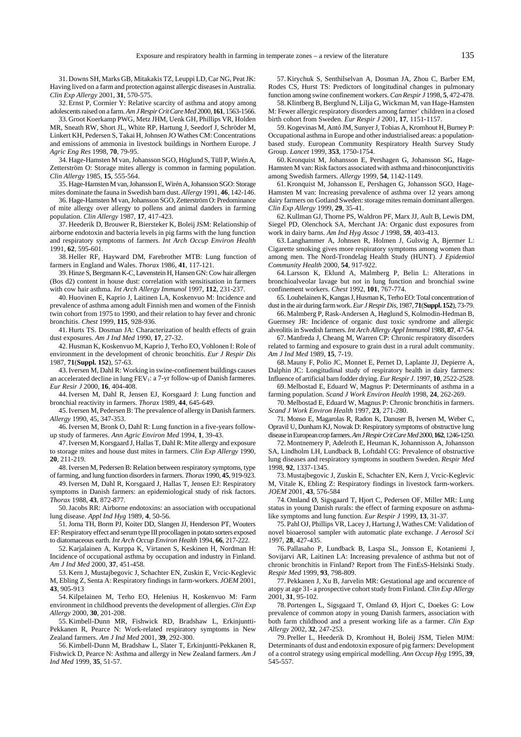31. Downs SH, Marks GB, Mitakakis TZ, Leuppi LD, Car NG, Peat JK: Having lived on a farm and protection against allergic diseases in Australia. *Clin Exp Allergy* 2001, **31**, 570-575.

32. Ernst P, Cormier Y: Relative scarcity of asthma and atopy among adolescents raised on a farm. *Am J Respir Crit Care Med* 2000, **161**, 1563-1566.

33. Groot Koerkamp PWG, Metz JHM, Uenk GH, Phillips VR, Holden MR, Sneath RW, Short JL, White RP, Hartung J, Seedorf J, Schröder M, Linkert KH, Pedersen S, Takai H, Johnsen JO Wathes CM: Concentrations and emissions of ammonia in livestock buildings in Northern Europe. *J Agric Eng Res* 1998, **70**, 79-95.

34. Hage-Hamsten M van, Johansson SGO, Höglund S, Tüll P, Wirén A, Zetterström O: Storage mites allergy is common in farming population. *Clin Allergy* 1985, **15**, 555-564.

35. Hage-Hamsten M van, Johansson E, Wirén A, Johansson SGO: Storage mites dominate the fauna in Swedish barn dust. *Allergy* 1991, **46**, 142-146.

36. Hage-Hamsten M van, Johansson SGO, Zetterström O: Predominance of mite allergy over allergy to pollens and animal danders in farming population. *Clin Allergy* 1987, **17**, 417-423.

37. Heederik D, Brouwer R, Biersteker K, Boleij JSM: Relationship of airborne endotoxin and bacteria levels in pig farms with the lung function and respiratory symptoms of farmers. *Int Arch Occup Environ Health* 1991, **62**, 595-601.

38. Heller RF, Hayward DM, Farebrother MTB: Lung function of farmers in England and Wales. *Thorax* 1986, **41**, 117-121.

39. Hinze S, Bergmann K-C, Løvenstein H, Hansen GN: Cow hair allergen (Bos d2) content in house dust: correlation with sensitisation in farmers with cow hair asthma. *Int Arch Allergy Immunol* 1997, **112**, 231-237.

40. Huovinen E, Kaprio J, Laitinen LA, Koskenvuo M: Incidence and prevalence of asthma among adult Finnish men and women of the Finnish twin cohort from 1975 to 1990, and their relation to hay fever and chronic bronchitis. *Chest* 1999, **115**, 928-936.

41. Hurts TS. Dosman JA: Characterization of health effects of grain dust exposures. *Am J Ind Med* 1990, **17**, 27-32.

42. Husman K, Koskenvuo M, Kaprio J, Terho EO, Vohlonen I: Role of environment in the development of chronic bronchitis. *Eur J Respir Dis* 1987, **71**(**Suppl. 152**), 57-63.

43. Iversen M, Dahl R: Working in swine-confinement buildings causes an accelerated decline in lung $FEV_1$: a 7-yr follow-up of Danish farmeres. *Eur Resir J* 2000, **16**, 404-408.

44. Iversen M, Dahl R, Jensen EJ, Korsgaard J: Lung function and bronchial reactivity in farmers. *Thorax* 1989, **44**, 645-649.

45. Iversen M, Pedersen B: The prevalence of allergy in Danish farmers. *Allergy* 1990, 45, 347-353.

46. Iversen M, Bronk O, Dahl R: Lung function in a five-years follow-up study of farmeres. *Ann Agric Environ Med* 1994, **1**, 39-43.

47. Iversen M, Korsgaard J, Hallas T, Dahl R: Mite allergy and exposure to storage mites and house dust mites in farmers. *Clin Exp Allergy* 1990, **20**, 211-219.

48. Iversen M, Pedersen B: Relation between respiratory symptoms, type of farming, and lung function disorders in farmers. *Thorax* 1990, **45**, 919-923.

49. Iversen M, Dahl R, Korsgaard J, Hallas T, Jensen EJ: Respiratory symptoms in Danish farmers: an epidemiological study of risk factors. *Thorax* 1988, **43**, 872-877.

50. Jacobs RR: Airborne endotoxins: an association with occupational lung disease. *Appl Ind Hyg* 1989, **4**, 50-56.

51. Jorna TH, Borm PJ, Koiter DD, Slangen JJ, Henderson PT, Wouters EF: Respiratory effect and serum type III procollagen in potato sorters exposed to diatomaceous earth. *Int Arch Occup Environ Health* 1994, **66**, 217-222.

52. Karjalainen A, Kurppa K, Virtanen S, Keskinen H, Nordman H: Incidence of occupational asthma by occupation and industry in Finland. *Am J Ind Med* 2000, **37**, 451-458.

53. Kern J, Mustajbegovic J, Schachter EN, Zuskin E, Vrcic-Keglevic M, Ebling Z, Senta A: Respiratory findings in farm-workers. *JOEM* 2001, **43**, 905-913

54. Kilpelainen M, Terho EO, Helenius H, Koskenvuo M: Farm environment in childhood prevents the development of allergies. *Clin Exp Allergy* 2000, **30**, 201-208.

55. Kimbell-Dunn MR, Fishwick RD, Bradshaw L, Erkinjuntti-Pekkanen R, Pearce N: Work-related respiratory symptoms in New Zealand farmers. *Am J Ind Med* 2001, **39**, 292-300.

56. Kimbell-Dunn M, Bradshaw L, Slater T, Erkinjuntti-Pekkanen R, Fishwick D, Pearce N: Asthma and allergy in New Zealand farmers. *Am J Ind Med* 1999, **35**, 51-57.

57. Kirychuk S, Senthilselvan A, Dosman JA, Zhou C, Barber EM, Rodes CS, Hurst TS: Predictors of longitudinal changes in pulmonary function among swine confinement workers. *Can Respir J* 1998, **5**, 472-478.

58. Klintberg B, Berglund N, Lilja G, Wickman M, van Hage-Hamsten M: Fewer allergic respiratory disorders among farmer' children in a closed birth cohort from Sweden. *Eur Respir J* 2001, **17**, 1151-1157.

59. Kogevinas M, Antó JM, Sunyer J, Tobias A, Kromhout H, Burney P: Occupational asthma in Europe and other industrialised areas: a population-based study. European Community Respiratory Health Survey Study Group. *Lancet* 1999, **353**, 1750-1754.

60. Kronquist M, Johansson E, Pershagen G, Johansson SG, Hage-Hamsten M van: Risk factors associated with asthma and rhinoconjunctivitis among Swedish farmers. *Allergy* 1999, **54**, 1142-1149.

61. Kronquist M, Johansson E, Pershagen G, Johansson SGO, Hage-Hamsten M van: Increasing prevalence of asthma over 12 years among dairy farmers on Gotland Sweden: storage mites remain dominant allergen. *Clin Exp Allergy* 1999, **29**, 35-41.

62. Kullman GJ, Thorne PS, Waldron PF, Marx JJ, Ault B, Lewis DM, Siegel PD, Olenchock SA, Merchant JA: Organic dust exposures from work in dairy barns. *Am Ind Hyg Assoc J* 1998, **59**, 403-413.

63. Langhammer A, Johnsen R, Holmen J, Gulsvig A, Bjermer L: Cigarette smoking gives more respiratory symptoms among women than among men. The Nord-Trondelag Health Study (HUNT). *J Epidemiol Community Health* 2000, **54**, 917-922.

64. Larsson K, Eklund A, Malmberg P, Belin L: Alterations in bronchioalveolar lavage but not in lung function and bronchial swine confinement workers. *Chest* 1992, **101**, 767-774.

65. Louhelainen K, Kangas J, Husman K, Terho EO: Total concentration of dust in the air during farm work. *Eur J Respir Dis*, 1987, **71**(**Suppl. 152**), 73-79.

66. Malmberg P, Rask-Andersen A, Høglund S, Kolmodin-Hedman B, Guernsey JR: Incidence of organic dust toxic syndrome and allergic alveolitis in Swedish farmers. *Int Arch Allergy Appl Immunol* 1988, **87**, 47-54.

67. Manfreda J, Cheang M, Warren CP: Chronic respiratory disorders related to farming and exposure to grain dust in a rural adult community. *Am J Ind Med* 1989, **15**, 7-19.

68. Mauny F, Polio JC, Monnet E, Pernet D, Laplante JJ, Depierre A, Dalphin JC: Longitudinal study of respiratory health in dairy farmers: Influence of artificial barn fodder drying. *Eur Respir J*. 1997, **10**, 2522-2528.

69. Melbostad E, Eduard W, Magnus P: Determinants of asthma in a farming population. *Scand J Work Environ Health* 1998, **24**, 262-269.

70. Melbostad E, Eduard W, Magnus P: Chronic bronchitis in farmers. *Scand J Work Environ Health* 1997, **23**, 271-280.

71. Monso E, Magarolas R, Radon K, Danuser B, Iversen M, Weber C, Opravil U, Dunham KJ, Nowak D: Respiratory symptoms of obstructive lung disease in European crop farmers. *Am J Respir Crit Care Med* 2000, **162**, 1246-1250.

72. Montnemery P, Adelroth E, Heuman K, Johannisson A, Johansson SA, Lindholm LH, Lundback B, Loftdahl CG: Prevalence of obstructive lung diseases and respiratory symptoms in southern Sweden. *Respir Med* 1998, **92**, 1337-1345.

73. Mustajbegovic J, Zuskin E, Schachter EN, Kern J, Vrcic-Keglevic M, Vitale K, Ebling Z: Respiratory findings in livestock farm-workers. *JOEM* 2001, **43**, 576-584

74. Omland Ø, Sigsgaard T, Hjort C, Pedersen OF, Miller MR: Lung status in young Danish rurals: the effect of farming exposure on asthma-like symptoms and lung function. *Eur Respir J* 1999, **13**, 31-37.

75. Pahl OJ, Phillips VR, Lacey J, Hartung J, Wathes CM: Validation of novel bioaerosol sampler with automatic plate exchange. *J Aerosol Sci* 1997, **28**, 427-435.

76. Pallasaho P, Lundback B, Laspa SL, Jonsson E, Kotaniemi J, Sovijarvi AR, Laitinen LA: Increasing prevalence of asthma but not of chronic bronchitis in Finland? Report from The FinEsS-Helsinki Study. *Respir Med* 1999, **93**, 798-809.

77. Pekkanen J, Xu B, Jarvelin MR: Gestational age and occurence of atopy at age 31- a prospective cohort study from Finland. *Clin Exp Allergy* 2001, **31**, 95-102.

78. Portengen L, Sigsgaard T, Omland Ø, Hjort C, Doekes G: Low prevalence of common atopy in young Danish farmers, association with both farm childhood and a present working life as a farmer. *Clin Exp Allergy* 2002, **32**, 247-253.

79. Preller L, Heederik D, Kromhout H, Boleij JSM, Tielen MJM: Determinants of dust and endotoxin exposure of pig farmers: Development of a control strategy using empirical modelling. *Ann Occup Hyg* 1995, **39**, 545-557.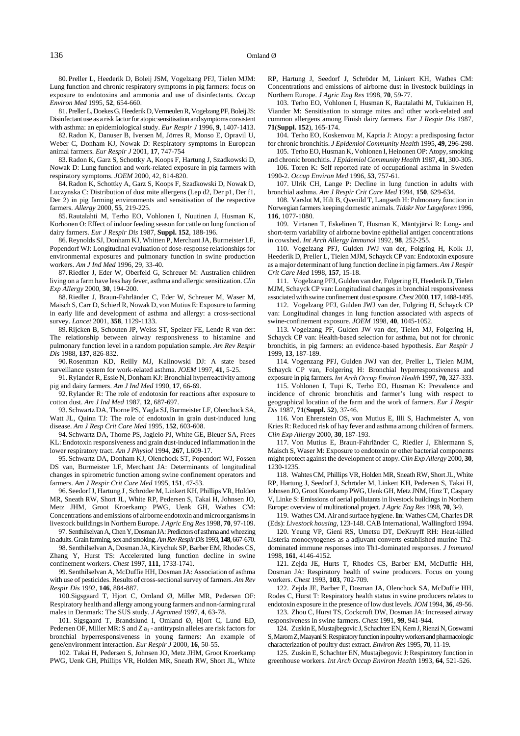80. Preller L, Heederik D, Boleij JSM, Vogelzang PFJ, Tielen MJM: Lung function and chronic respiratory symptoms in pig farmers: focus on exposure to endotoxins and ammonia and use of disinfectants. *Occup Environ Med* 1995, **52**, 654-660.

81. Preller L, Doekes G, Heederik D, Vermeulen R, Vogelzang PF, Boleij JS: Disinfectant use as a risk factor for atopic sensitisation and symptoms consistent with asthma: an epidemiological study. *Eur Respir J* 1996, **9**, 1407-1413.

82. Radon K, Danuser B, Iversen M, Jörres R, Monso E, Opravil U, Weber C, Donham KJ, Nowak D: Respiratory symptoms in European animal farmers. *Eur Respir J* 2001, **17**, 747-754

83. Radon K, Garz S, Schottky A, Koops F, Hartung J, Szadkowski D, Nowak D: Lung function and work-related exposure in pig farmers with respiratory symptoms. *JOEM* 2000, 42, 814-820.

84. Radon K, Schottky A, Garz S, Koops F, Szadkowski D, Nowak D, Luczynska C: Distribution of dust mite allergens (Lep d2, Der p1, Der f1, Der 2) in pig farming environments and sensitisation of the respective farmers. *Allergy* 2000, **55**, 219-225.

85. Rautalahti M, Terho EO, Vohlonen I, Nuutinen J, Husman K, Korhonen O: Effect of indoor feeding season for cattle on lung function of dairy farmers. *Eur J Respir Dis* 1987, **Suppl. 152**, 188-196.

86. Reynolds SJ, Donham KJ, Whitten P, Merchant JA, Burmeister LF, Popendorf WJ: Longitudinal evaluation of dose-response relationships for environmental exposures and pulmonary function in swine production workers. *Am J Ind Med* 1996, 29, 33-40.

87. Riedler J, Eder W, Oberfeld G, Schreuer M: Australien children living on a farm have less hay fever, asthma and allergic sensitization. *Clin Exp Allergy* 2000, **30**, 194-200.

88. Riedler J, Braun-Fahrländer C, Eder W, Schreuer M, Waser M, Maisch S, Carr D, Schierl R, Nowak D, von Mutius E: Exposure to farming in early life and development of asthma and allergy: a cross-sectional survey. *Lancet* 2001, **358**, 1129-1133.

89. Rijcken B, Schouten JP, Weiss ST, Speizer FE, Lende R van der: The relationship between airway responsiveness to histamine and pulmonary function level in a random population sample. *Am Rev Respir Dis* 1988, **137**, 826-832.

90. Rosenman KD, Reilly MJ, Kalinowski DJ: A state based surveillance system for work-related asthma. *JOEM* 1997, **41**, 5-25.

91. Rylander R, Essle N, Donham KJ: Bronchial hyperreactivity among pig and dairy farmers. *Am J Ind Med* 1990, **17**, 66-69.

92. Rylander R: The role of endotoxin for reactions after exposure to cotton dust. *Am J Ind Med* 1987, **12**, 687-697.

93. Schwartz DA, Thorne PS, Yagla SJ, Burmeister LF, Olenchock SA, Watt JL, Quinn TJ: The role of endotoxin in grain dust-induced lung disease. *Am J Resp Crit Care Med* 1995, **152**, 603-608.

94. Schwartz DA, Thorne PS, Jagielo PJ, White GE, Bleuer SA, Frees KL: Endotoxin responsiveness and grain dust-induced inflammation in the lower respiratory tract. *Am J Physiol* 1994, **267**, L609-17.

95. Schwartz DA, Donham KJ, Olenchock ST, Popendorf WJ, Fossen DS van, Burmeister LF, Merchant JA: Determinants of longitudinal changes in spirometric function among swine confinement operators and farmers. *Am J Respir Crit Care Med* 1995, **151**, 47-53.

96. Seedorf J, Hartung J , Schröder M, Linkert KH, Phillips VR, Holden MR, Sneath RW, Short JL, White RP, Pedersen S, Takai H, Johnsen JO, Metz JHM, Groot Kroerkamp PWG, Uenk GH, Wathes CM: Concentrations and emissions of airborne endotoxin and microorganisms in livestock buildings in Northern Europe. *J Agric Eng Res* 1998, **70**, 97-109.

97. Senthilselvan A, Chen Y, Dosman JA: Predictors of asthma and wheezing in adults. Grain farming, sex and smoking. *Am Rev Respir Dis* 1993, **148**, 667-670.

98. Senthilselvan A, Dosman JA, Kirychuk SP, Barber EM, Rhodes CS, Zhang Y, Hurst TS: Accelerated lung function decline in swine confinement workers. *Chest* 1997, **111**, 1733-1741.

99. Senthilselvan A, McDuffie HH, Dosman JA: Association of asthma with use of pesticides. Results of cross-sectional survey of farmers. *Am Rev Respir Dis* 1992, **146**, 884-887.

100. Sigsgaard T, Hjort C, Omland Ø, Miller MR, Pedersen OF: Respiratory health and allergy among young farmers and non-farming rural males in Denmark: The SUS study. *J Agromed* 1997, **4**, 63-78.

101. Sigsgaard T, Brandslund I, Omland Ø, Hjort C, Lund ED, Pedersen OF, Miller MR: S and Z $a_1$ - antitrypsin alleles are risk factors for bronchial hyperresponsiveness in young farmers: An example of gene/environment interaction. *Eur Respir J* 2000, **16**, 50-55.

102. Takai H, Pedersen S, Johnsen JO, Metz JHM, Groot Koerkamp PWG, Uenk GH, Phillips VR, Holden MR, Sneath RW, Short JL, White RP, Hartung J, Seedorf J, Schröder M, Linkert KH, Wathes CM: Concentrations and emissions of airborne dust in livestock buildings in Northern Europe. *J Agric Eng Res* 1998, **70**, 59-77.

103. Terho EO, Vohlonen I, Husman K, Rautalathi M, Tukiainen H, Viander M: Sensitisation to storage mites and other work-related and common allergens among Finish dairy farmers. *Eur J Respir Dis* 1987, **71**(**Suppl. 152**), 165-174.

104. Terho EO, Koskenvou M, Kapria J: Atopy: a predisposing factor for chronic bronchitis. *J Epidemiol Community Health* 1995, **49**, 296-298.

105. Terho EO, Husman K, Vohlonen I, Heinonen OP: Atopy, smoking and chronic bronchitis. *J Epidemiol Community Health* 1987, **41**, 300-305.

106. Toren K: Self reported rate of occupational asthma in Sweden 1990-2. *Occup Environ Med* 1996, **53**, 757-61.

107. Ulrik CH, Lange P: Decline in lung function in adults with bronchial asthma. *Am J Respir Crit Care Med* 1994, **150**, 629-634.

108. Varslot M, Hilt B, Qvenild T, Langseth H: Pulmonary function in Norwegian farmers keeping domestic animals. *Tidskr Nor Lægeforen* 1996, **116**, 1077-1080.

109. Virtanen T, Eskelinen T, Husman K, Mäntyjärvi R: Long- and short-term variability of airborne bovine epithelial antigen concentrations in cowshed. *Int Arch Allergy Immunol* 1992, **98**, 252-255.

110. Vogelzang PFJ, Gulden JWJ van der, Folgring H, Kolk JJ, Heederik D, Preller L, Tielen MJM, Schayck CP van: Endotoxin exposure as a major determinant of lung function decline in pig farmers. *Am J Respir Crit Care Med* 1998, **157**, 15-18.

111. Vogelzang PFJ, Gulden JWJ van der, Folgering H, Heederik D, Tielen MJM, Schayck CP van: Longitudinal changes in bronchial responsiveness associated with swine confinement dust exposure. *Chest* 2000, **117**, 1488-1495.

112. Vogelzang PFJ, Gulden JWJ van der, Folgring H, Schayck CP van: Longitudinal changes in lung function associated with aspects of swine-confinement exposure. *JOEM* 1998, **40**, 1045-1052.

113. Vogelzang PF, Gulden JW van der, Tielen MJ, Folgering H, Schayck CP van: Health-based selection for asthma, but not for chronic bronchitis, in pig farmers: an evidence-based hypothesis. *Eur Respir J* 1999, **13**, 187-189.

114. Vogenzang PFJ, Gulden JWJ van der, Preller L, Tielen MJM, Schayck CP van, Folgering H: Bronchial hyperresponsiveness and exposure in pig farmers. *Int Arch Occup Environ Health* 1997, **70**, 327-333.

115. Vohlonen I, Tupi K, Terho EO, Husman K: Prevalence and incidence of chronic bronchitis and farmer's lung with respect to geographical location of the farm and the work of farmers. *Eur J Respir Dis* 1987, **71**(**Suppl. 52**), 37-46.

116. Von Ehrenstein OS, von Mutius E, Illi S, Hachmeister A, von Kries R: Reduced risk of hay fever and asthma among children of farmers. *Clin Exp Allergy* 2000, **30**, 187-193.

117. Von Mutius E, Braun-Fahrländer C, Riedler J, Ehlermann S, Maisch S, Waser M: Exposure to endotoxin or other bacterial components might protect against the development of atopy. *Clin Exp Allergy* 2000, **30**, 1230-1235.

118. Wahtes CM, Phillips VR, Holden MR, Sneath RW, Short JL, White RP, Hartung J, Seedorf J, Schröder M, Linkert KH, Pedersen S, Takai H, Johnsen JO, Groot Koerkamp PWG, Uenk GH, Metz JNM, Hinz T, Caspary V, Linke S: Emissions of aerial pollutants in livestock buildings in Northern Europe: overview of multinational project. *J Agric Eng Res* 1998, **70**, 3-9.

119. Wathes CM. Air and surface hygiene. **In**: Wathes CM, Charles DR (Eds): *Livestock housing*, 123-148. CAB International, Wallingford 1994.

120. Yeung VP, Gieni RS, Umetsu DT, DeKruyff RH: Heat-killed Listeria monocytogenes as a adjuvant converts established murine Th2-dominated immune responses into Th1-dominated responses. *J Immunol* 1998, **161**, 4146-4152.

121. Zejda JE, Hurts T, Rhodes CS, Barber EM, McDuffie HH, Dosman JA: Respiratory health of swine producers. Focus on young workers. *Chest* 1993, **103**, 702-709.

122. Zejda JE, Barber E, Dosman JA, Olenchock SA, McDuffie HH, Rodes C, Hurst T: Respiratory health status in swine producers relates to endotoxin exposure in the presence of low dust levels. *JOM* 1994, **36**, 49-56.

123. Zhou C, Hurst TS, Cockcroft DW, Dosman JA: Increased airway responsiveness in swine farmers. *Chest* 1991, **99**, 941-944.

124. Zuskin E, Mustajbegovic J, Schachter EN, Kern J, Rienzi N, Goswami S, Marom Z, Maayani S: Respiratory function in poultry workers and pharmacologic characterization of poultry dust extract. *Environ Res* 1995, **70**, 11-19.

125. Zuskin E, Schachter EN, Mustajbegovic J: Respiratory function in greenhouse workers. *Int Arch Occup Environ Health* 1993, **64**, 521-526.